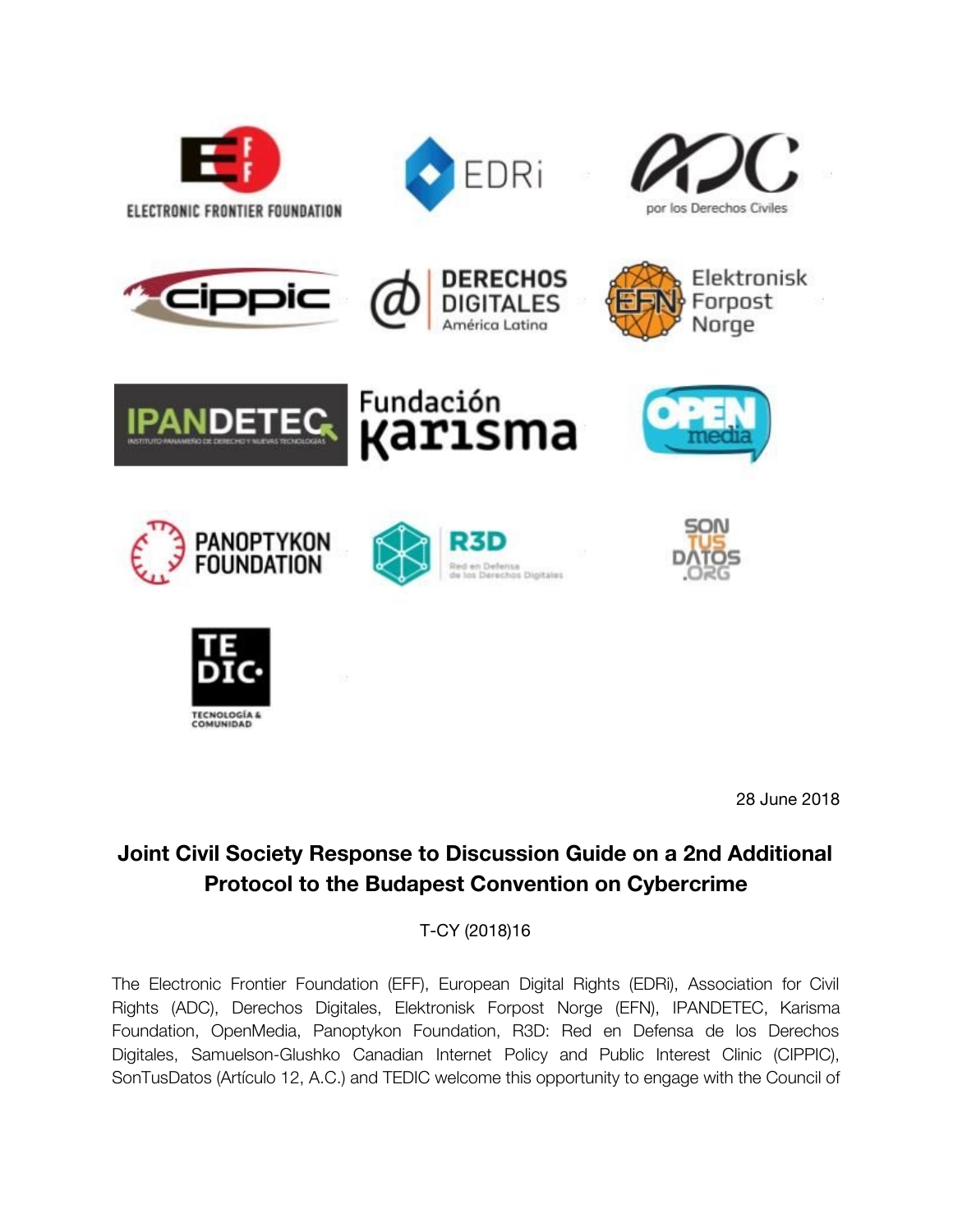28 June 2018

# Joint Civil Society Response to Discussion Guide on a 2nd Additional Protocol to the Budapest Convention on Cybercrime

T-CY (2018)16

The Electronic Frontier Foundation (EFF), European Digital Rights (EDRi), Association for Civil Rights (ADC), Derechos Digitales, Elektronisk Forpost Norge (EFN), IPANDETEC, Karisma Foundation, OpenMedia, Panoptykon Foundation, R3D: Red en Defensa de los Derechos Digitales, Samuelson-Glushko Canadian Internet Policy and Public Interest Clinic (CIPPIC), SonTusDatos (Artículo 12, A.C.) and TEDIC welcome this opportunity to engage with the Council of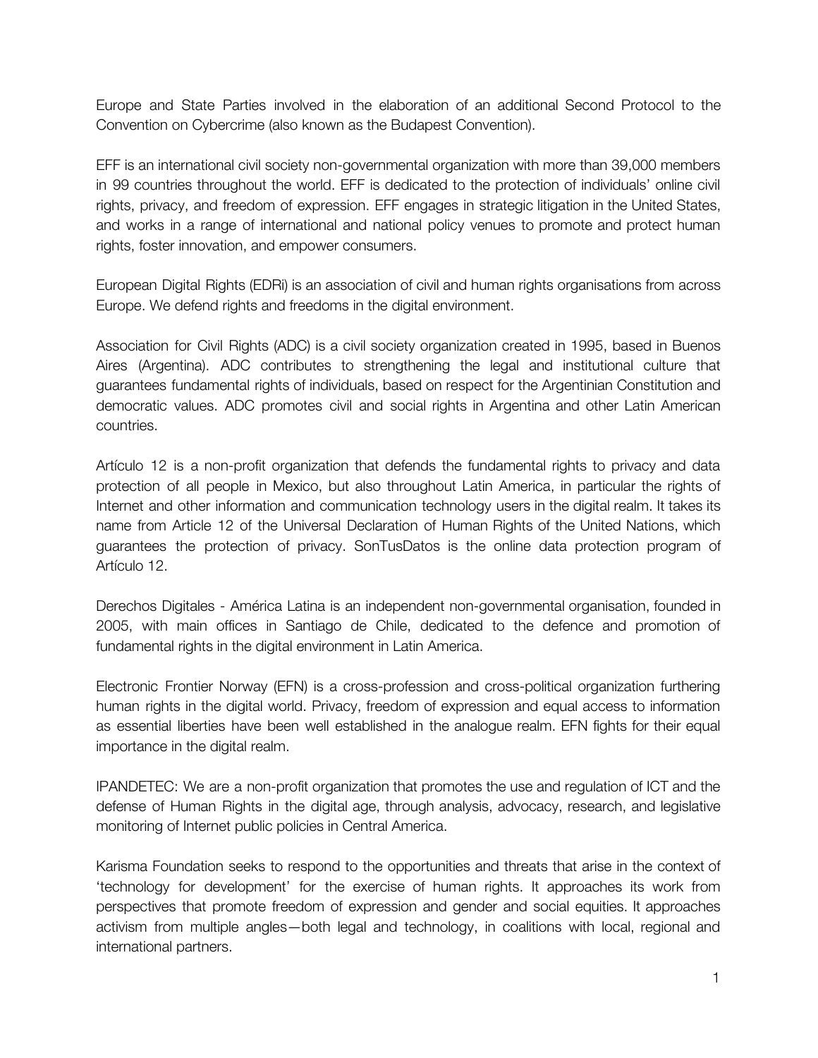Europe and State Parties involved in the elaboration of an additional Second Protocol to the Convention on Cybercrime (also known as the Budapest Convention).

EFF is an international civil society non-governmental organization with more than 39,000 members in 99 countries throughout the world. EFF is dedicated to the protection of individuals' online civil rights, privacy, and freedom of expression. EFF engages in strategic litigation in the United States, and works in a range of international and national policy venues to promote and protect human rights, foster innovation, and empower consumers.

European Digital Rights (EDRi) is an association of civil and human rights organisations from across Europe. We defend rights and freedoms in the digital environment.

Association for Civil Rights (ADC) is a civil society organization created in 1995, based in Buenos Aires (Argentina). ADC contributes to strengthening the legal and institutional culture that guarantees fundamental rights of individuals, based on respect for the Argentinian Constitution and democratic values. ADC promotes civil and social rights in Argentina and other Latin American countries.

Artículo 12 is a non-profit organization that defends the fundamental rights to privacy and data protection of all people in Mexico, but also throughout Latin America, in particular the rights of Internet and other information and communication technology users in the digital realm. It takes its name from Article 12 of the Universal Declaration of Human Rights of the United Nations, which guarantees the protection of privacy. SonTusDatos is the online data protection program of Artículo 12.

Derechos Digitales - América Latina is an independent non-governmental organisation, founded in 2005, with main offices in Santiago de Chile, dedicated to the defence and promotion of fundamental rights in the digital environment in Latin America.

Electronic Frontier Norway (EFN) is a cross-profession and cross-political organization furthering human rights in the digital world. Privacy, freedom of expression and equal access to information as essential liberties have been well established in the analogue realm. EFN fights for their equal importance in the digital realm.

IPANDETEC: We are a non-profit organization that promotes the use and regulation of ICT and the defense of Human Rights in the digital age, through analysis, advocacy, research, and legislative monitoring of Internet public policies in Central America.

Karisma Foundation seeks to respond to the opportunities and threats that arise in the context of 'technology for development' for the exercise of human rights. It approaches its work from perspectives that promote freedom of expression and gender and social equities. It approaches activism from multiple angles—both legal and technology, in coalitions with local, regional and international partners.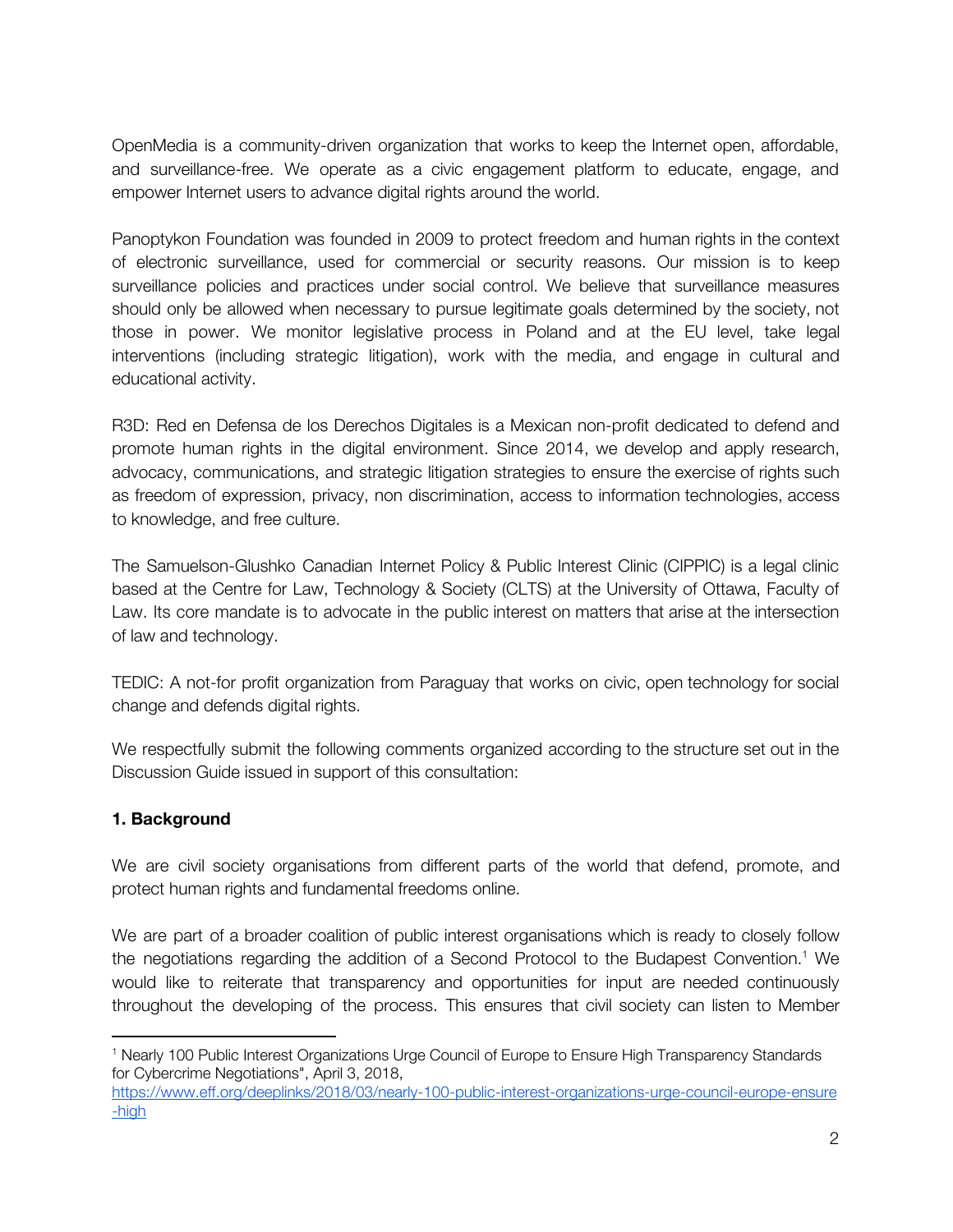OpenMedia is a community-driven organization that works to keep the Internet open, affordable, and surveillance-free. We operate as a civic engagement platform to educate, engage, and empower Internet users to advance digital rights around the world.

Panoptykon Foundation was founded in 2009 to protect freedom and human rights in the context of electronic surveillance, used for commercial or security reasons. Our mission is to keep surveillance policies and practices under social control. We believe that surveillance measures should only be allowed when necessary to pursue legitimate goals determined by the society, not those in power. We monitor legislative process in Poland and at the EU level, take legal interventions (including strategic litigation), work with the media, and engage in cultural and educational activity.

R3D: Red en Defensa de los Derechos Digitales is a Mexican non-profit dedicated to defend and promote human rights in the digital environment. Since 2014, we develop and apply research, advocacy, communications, and strategic litigation strategies to ensure the exercise of rights such as freedom of expression, privacy, non discrimination, access to information technologies, access to knowledge, and free culture.

The Samuelson-Glushko Canadian Internet Policy & Public Interest Clinic (CIPPIC) is a legal clinic based at the Centre for Law, Technology & Society (CLTS) at the University of Ottawa, Faculty of Law. Its core mandate is to advocate in the public interest on matters that arise at the intersection of law and technology.

TEDIC: A not-for profit organization from Paraguay that works on civic, open technology for social change and defends digital rights.

We respectfully submit the following comments organized according to the structure set out in the Discussion Guide issued in support of this consultation:

## 1. Background

We are civil society organisations from different parts of the world that defend, promote, and protect human rights and fundamental freedoms online.

We are part of a broader coalition of public interest organisations which is ready to closely follow the negotiations regarding the addition of a Second Protocol to the Budapest Convention.[1] We would like to reiterate that transparency and opportunities for input are needed continuously throughout the developing of the process. This ensures that civil society can listen to Member

[1] Nearly 100 Public Interest Organizations Urge Council of Europe to Ensure High Transparency Standards for Cybercrime Negotiations", April 3, 2018, https://www.eff.org/deeplinks/2018/03/nearly-100-public-interest-organizations-urge-council-europe-ensure-high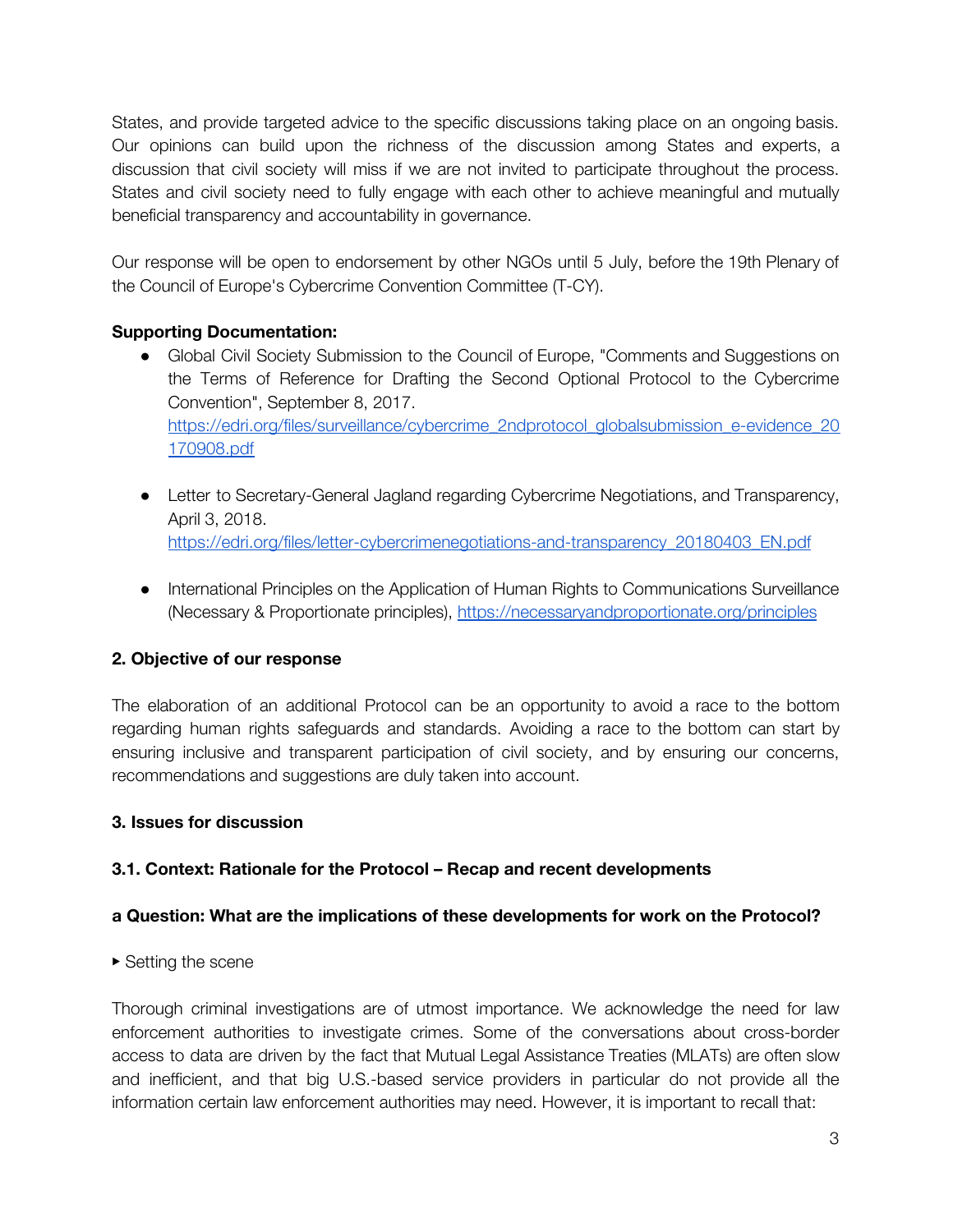States, and provide targeted advice to the specific discussions taking place on an ongoing basis. Our opinions can build upon the richness of the discussion among States and experts, a discussion that civil society will miss if we are not invited to participate throughout the process. States and civil society need to fully engage with each other to achieve meaningful and mutually beneficial transparency and accountability in governance.

Our response will be open to endorsement by other NGOs until 5 July, before the 19th Plenary of the Council of Europe's Cybercrime Convention Committee (T-CY).

**Supporting Documentation:**

- Global Civil Society Submission to the Council of Europe, "Comments and Suggestions on the Terms of Reference for Drafting the Second Optional Protocol to the Cybercrime Convention", September 8, 2017. https://edri.org/files/surveillance/cybercrime_2ndprotocol_globalsubmission_e-evidence_20170908.pdf

- Letter to Secretary-General Jagland regarding Cybercrime Negotiations, and Transparency, April 3, 2018. https://edri.org/files/letter-cybercrimenegotiations-and-transparency_20180403_EN.pdf

- International Principles on the Application of Human Rights to Communications Surveillance (Necessary & Proportionate principles), https://necessaryandproportionate.org/principles

## 2. Objective of our response

The elaboration of an additional Protocol can be an opportunity to avoid a race to the bottom regarding human rights safeguards and standards. Avoiding a race to the bottom can start by ensuring inclusive and transparent participation of civil society, and by ensuring our concerns, recommendations and suggestions are duly taken into account.

## 3. Issues for discussion

### 3.1. Context: Rationale for the Protocol – Recap and recent developments

#### a Question: What are the implications of these developments for work on the Protocol?

▸ Setting the scene

Thorough criminal investigations are of utmost importance. We acknowledge the need for law enforcement authorities to investigate crimes. Some of the conversations about cross-border access to data are driven by the fact that Mutual Legal Assistance Treaties (MLATs) are often slow and inefficient, and that big U.S.-based service providers in particular do not provide all the information certain law enforcement authorities may need. However, it is important to recall that: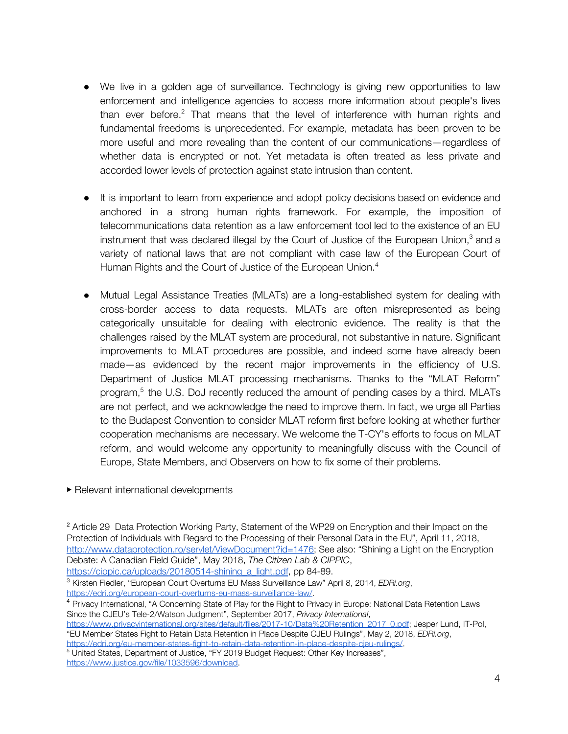- We live in a golden age of surveillance. Technology is giving new opportunities to law enforcement and intelligence agencies to access more information about people's lives than ever before.[2] That means that the level of interference with human rights and fundamental freedoms is unprecedented. For example, metadata has been proven to be more useful and more revealing than the content of our communications—regardless of whether data is encrypted or not. Yet metadata is often treated as less private and accorded lower levels of protection against state intrusion than content.

- It is important to learn from experience and adopt policy decisions based on evidence and anchored in a strong human rights framework. For example, the imposition of telecommunications data retention as a law enforcement tool led to the existence of an EU instrument that was declared illegal by the Court of Justice of the European Union,[3] and a variety of national laws that are not compliant with case law of the European Court of Human Rights and the Court of Justice of the European Union.[4]

- Mutual Legal Assistance Treaties (MLATs) are a long-established system for dealing with cross-border access to data requests. MLATs are often misrepresented as being categorically unsuitable for dealing with electronic evidence. The reality is that the challenges raised by the MLAT system are procedural, not substantive in nature. Significant improvements to MLAT procedures are possible, and indeed some have already been made—as evidenced by the recent major improvements in the efficiency of U.S. Department of Justice MLAT processing mechanisms. Thanks to the "MLAT Reform" program,[5] the U.S. DoJ recently reduced the amount of pending cases by a third. MLATs are not perfect, and we acknowledge the need to improve them. In fact, we urge all Parties to the Budapest Convention to consider MLAT reform first before looking at whether further cooperation mechanisms are necessary. We welcome the T-CY's efforts to focus on MLAT reform, and would welcome any opportunity to meaningfully discuss with the Council of Europe, State Members, and Observers on how to fix some of their problems.

▸ Relevant international developments

---

[2] Article 29 Data Protection Working Party, Statement of the WP29 on Encryption and their Impact on the Protection of Individuals with Regard to the Processing of their Personal Data in the EU", April 11, 2018, http://www.dataprotection.ro/servlet/ViewDocument?id=1476; See also: "Shining a Light on the Encryption Debate: A Canadian Field Guide", May 2018, *The Citizen Lab & CIPPIC*, https://cippic.ca/uploads/20180514-shining_a_light.pdf, pp 84-89.

[3] Kirsten Fiedler, "European Court Overturns EU Mass Surveillance Law" April 8, 2014, *EDRi.org*, https://edri.org/european-court-overturns-eu-mass-surveillance-law/.

[4] Privacy International, "A Concerning State of Play for the Right to Privacy in Europe: National Data Retention Laws Since the CJEU's Tele-2/Watson Judgment", September 2017, *Privacy International*, https://www.privacyinternational.org/sites/default/files/2017-10/Data%20Retention_2017_0.pdf; Jesper Lund, IT-Pol, "EU Member States Fight to Retain Data Retention in Place Despite CJEU Rulings", May 2, 2018, *EDRi.org*, https://edri.org/eu-member-states-fight-to-retain-data-retention-in-place-despite-cjeu-rulings/.

[5] United States, Department of Justice, "FY 2019 Budget Request: Other Key Increases", https://www.justice.gov/file/1033596/download.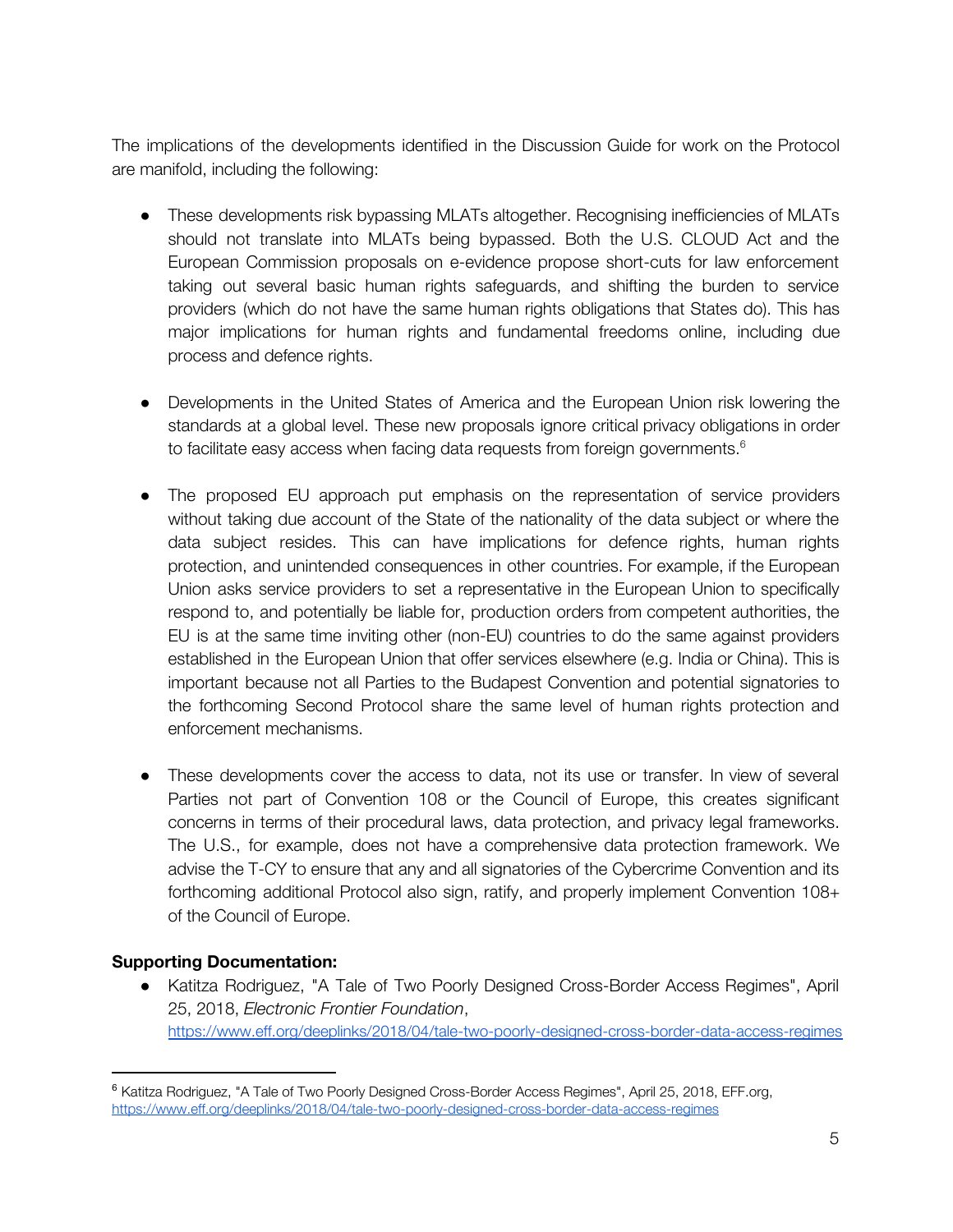The implications of the developments identified in the Discussion Guide for work on the Protocol are manifold, including the following:

- These developments risk bypassing MLATs altogether. Recognising inefficiencies of MLATs should not translate into MLATs being bypassed. Both the U.S. CLOUD Act and the European Commission proposals on e-evidence propose short-cuts for law enforcement taking out several basic human rights safeguards, and shifting the burden to service providers (which do not have the same human rights obligations that States do). This has major implications for human rights and fundamental freedoms online, including due process and defence rights.

- Developments in the United States of America and the European Union risk lowering the standards at a global level. These new proposals ignore critical privacy obligations in order to facilitate easy access when facing data requests from foreign governments.[6]

- The proposed EU approach put emphasis on the representation of service providers without taking due account of the State of the nationality of the data subject or where the data subject resides. This can have implications for defence rights, human rights protection, and unintended consequences in other countries. For example, if the European Union asks service providers to set a representative in the European Union to specifically respond to, and potentially be liable for, production orders from competent authorities, the EU is at the same time inviting other (non-EU) countries to do the same against providers established in the European Union that offer services elsewhere (e.g. India or China). This is important because not all Parties to the Budapest Convention and potential signatories to the forthcoming Second Protocol share the same level of human rights protection and enforcement mechanisms.

- These developments cover the access to data, not its use or transfer. In view of several Parties not part of Convention 108 or the Council of Europe, this creates significant concerns in terms of their procedural laws, data protection, and privacy legal frameworks. The U.S., for example, does not have a comprehensive data protection framework. We advise the T-CY to ensure that any and all signatories of the Cybercrime Convention and its forthcoming additional Protocol also sign, ratify, and properly implement Convention 108+ of the Council of Europe.

**Supporting Documentation:**

- Katitza Rodriguez, "A Tale of Two Poorly Designed Cross-Border Access Regimes", April 25, 2018, *Electronic Frontier Foundation*, https://www.eff.org/deeplinks/2018/04/tale-two-poorly-designed-cross-border-data-access-regimes

[6] Katitza Rodriguez, "A Tale of Two Poorly Designed Cross-Border Access Regimes", April 25, 2018, EFF.org, https://www.eff.org/deeplinks/2018/04/tale-two-poorly-designed-cross-border-data-access-regimes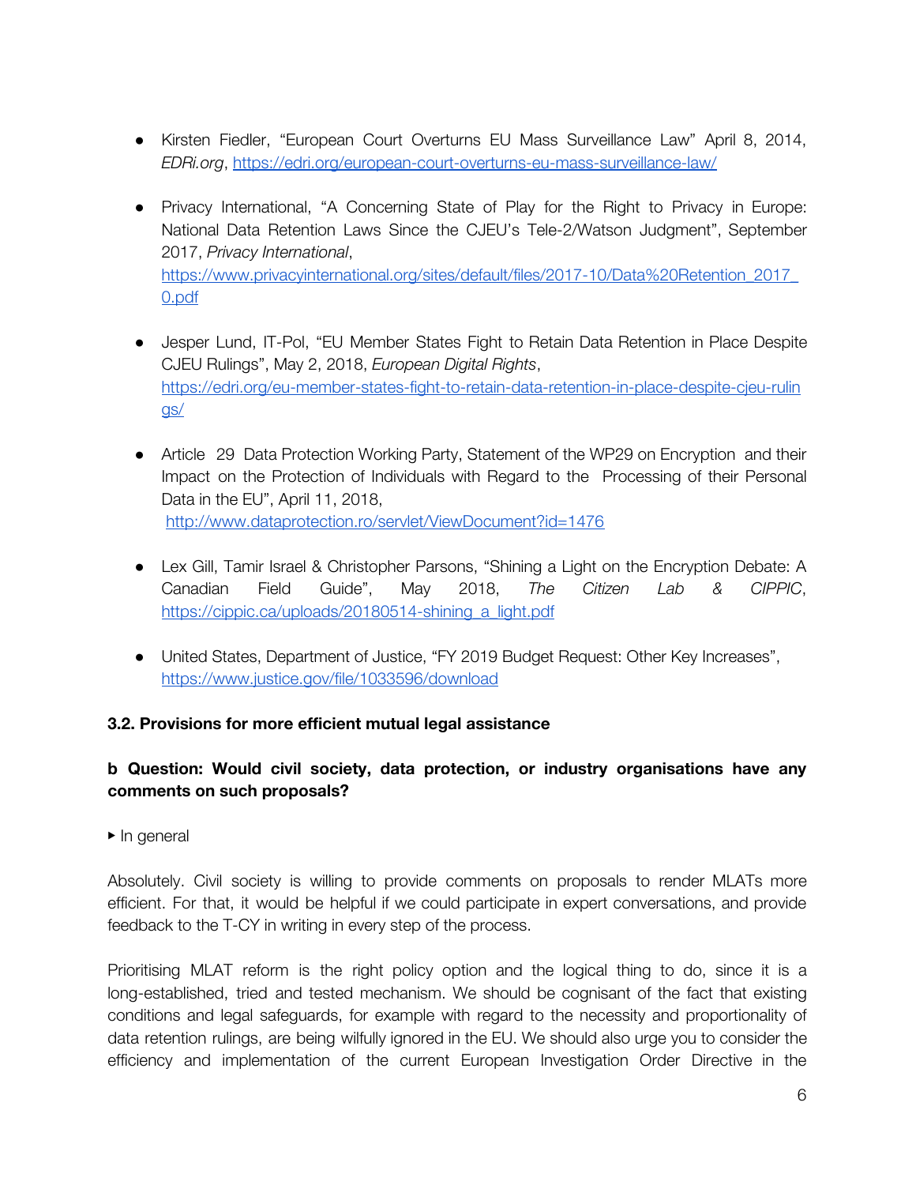- Kirsten Fiedler, "European Court Overturns EU Mass Surveillance Law" April 8, 2014, *EDRi.org*, https://edri.org/european-court-overturns-eu-mass-surveillance-law/

- Privacy International, "A Concerning State of Play for the Right to Privacy in Europe: National Data Retention Laws Since the CJEU's Tele-2/Watson Judgment", September 2017, *Privacy International*, https://www.privacyinternational.org/sites/default/files/2017-10/Data%20Retention_2017_0.pdf

- Jesper Lund, IT-Pol, "EU Member States Fight to Retain Data Retention in Place Despite CJEU Rulings", May 2, 2018, *European Digital Rights*, https://edri.org/eu-member-states-fight-to-retain-data-retention-in-place-despite-cjeu-rulings/

- Article 29 Data Protection Working Party, Statement of the WP29 on Encryption and their Impact on the Protection of Individuals with Regard to the Processing of their Personal Data in the EU", April 11, 2018, http://www.dataprotection.ro/servlet/ViewDocument?id=1476

- Lex Gill, Tamir Israel & Christopher Parsons, "Shining a Light on the Encryption Debate: A Canadian Field Guide", May 2018, *The Citizen Lab & CIPPIC*, https://cippic.ca/uploads/20180514-shining_a_light.pdf

- United States, Department of Justice, "FY 2019 Budget Request: Other Key Increases", https://www.justice.gov/file/1033596/download

### 3.2. Provisions for more efficient mutual legal assistance

**b Question: Would civil society, data protection, or industry organisations have any comments on such proposals?**

▸ In general

Absolutely. Civil society is willing to provide comments on proposals to render MLATs more efficient. For that, it would be helpful if we could participate in expert conversations, and provide feedback to the T-CY in writing in every step of the process.

Prioritising MLAT reform is the right policy option and the logical thing to do, since it is a long-established, tried and tested mechanism. We should be cognisant of the fact that existing conditions and legal safeguards, for example with regard to the necessity and proportionality of data retention rulings, are being wilfully ignored in the EU. We should also urge you to consider the efficiency and implementation of the current European Investigation Order Directive in the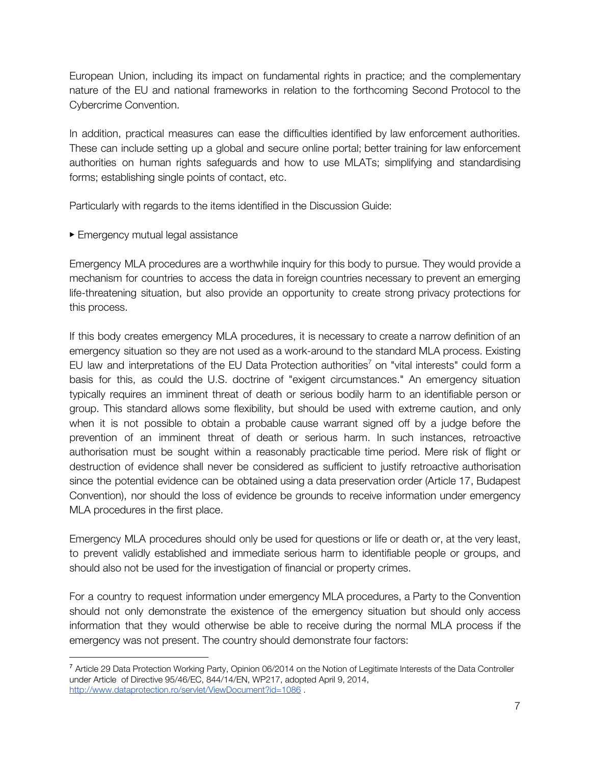European Union, including its impact on fundamental rights in practice; and the complementary nature of the EU and national frameworks in relation to the forthcoming Second Protocol to the Cybercrime Convention.

In addition, practical measures can ease the difficulties identified by law enforcement authorities. These can include setting up a global and secure online portal; better training for law enforcement authorities on human rights safeguards and how to use MLATs; simplifying and standardising forms; establishing single points of contact, etc.

Particularly with regards to the items identified in the Discussion Guide:

▸ Emergency mutual legal assistance

Emergency MLA procedures are a worthwhile inquiry for this body to pursue. They would provide a mechanism for countries to access the data in foreign countries necessary to prevent an emerging life-threatening situation, but also provide an opportunity to create strong privacy protections for this process.

If this body creates emergency MLA procedures, it is necessary to create a narrow definition of an emergency situation so they are not used as a work-around to the standard MLA process. Existing EU law and interpretations of the EU Data Protection authorities[7] on "vital interests" could form a basis for this, as could the U.S. doctrine of "exigent circumstances." An emergency situation typically requires an imminent threat of death or serious bodily harm to an identifiable person or group. This standard allows some flexibility, but should be used with extreme caution, and only when it is not possible to obtain a probable cause warrant signed off by a judge before the prevention of an imminent threat of death or serious harm. In such instances, retroactive authorisation must be sought within a reasonably practicable time period. Mere risk of flight or destruction of evidence shall never be considered as sufficient to justify retroactive authorisation since the potential evidence can be obtained using a data preservation order (Article 17, Budapest Convention), nor should the loss of evidence be grounds to receive information under emergency MLA procedures in the first place.

Emergency MLA procedures should only be used for questions or life or death or, at the very least, to prevent validly established and immediate serious harm to identifiable people or groups, and should also not be used for the investigation of financial or property crimes.

For a country to request information under emergency MLA procedures, a Party to the Convention should not only demonstrate the existence of the emergency situation but should only access information that they would otherwise be able to receive during the normal MLA process if the emergency was not present. The country should demonstrate four factors:

---

[7] Article 29 Data Protection Working Party, Opinion 06/2014 on the Notion of Legitimate Interests of the Data Controller under Article of Directive 95/46/EC, 844/14/EN, WP217, adopted April 9, 2014, http://www.dataprotection.ro/servlet/ViewDocument?id=1086 .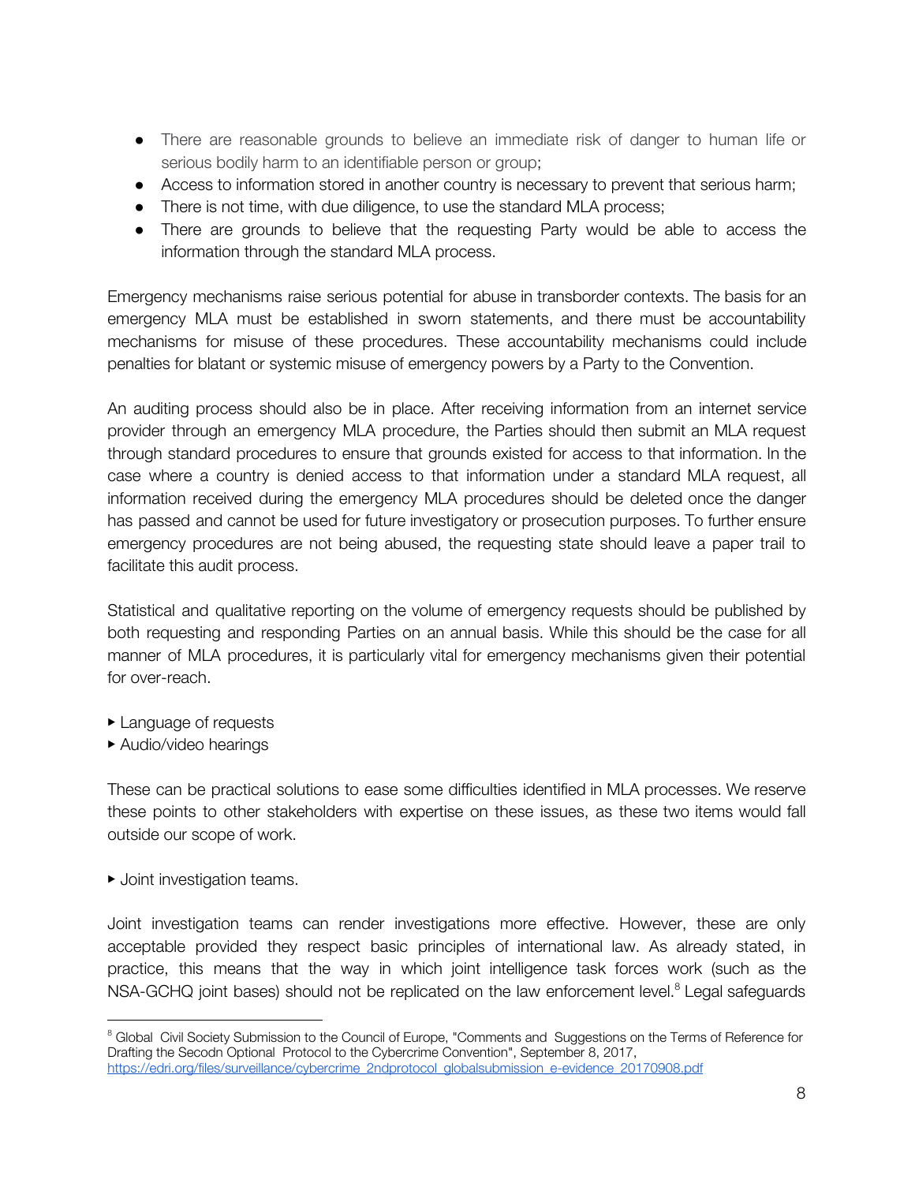- There are reasonable grounds to believe an immediate risk of danger to human life or serious bodily harm to an identifiable person or group;
- Access to information stored in another country is necessary to prevent that serious harm;
- There is not time, with due diligence, to use the standard MLA process;
- There are grounds to believe that the requesting Party would be able to access the information through the standard MLA process.

Emergency mechanisms raise serious potential for abuse in transborder contexts. The basis for an emergency MLA must be established in sworn statements, and there must be accountability mechanisms for misuse of these procedures. These accountability mechanisms could include penalties for blatant or systemic misuse of emergency powers by a Party to the Convention.

An auditing process should also be in place. After receiving information from an internet service provider through an emergency MLA procedure, the Parties should then submit an MLA request through standard procedures to ensure that grounds existed for access to that information. In the case where a country is denied access to that information under a standard MLA request, all information received during the emergency MLA procedures should be deleted once the danger has passed and cannot be used for future investigatory or prosecution purposes. To further ensure emergency procedures are not being abused, the requesting state should leave a paper trail to facilitate this audit process.

Statistical and qualitative reporting on the volume of emergency requests should be published by both requesting and responding Parties on an annual basis. While this should be the case for all manner of MLA procedures, it is particularly vital for emergency mechanisms given their potential for over-reach.

▸ Language of requests
▸ Audio/video hearings

These can be practical solutions to ease some difficulties identified in MLA processes. We reserve these points to other stakeholders with expertise on these issues, as these two items would fall outside our scope of work.

▸ Joint investigation teams.

Joint investigation teams can render investigations more effective. However, these are only acceptable provided they respect basic principles of international law. As already stated, in practice, this means that the way in which joint intelligence task forces work (such as the NSA-GCHQ joint bases) should not be replicated on the law enforcement level.[8] Legal safeguards

---

[8] Global Civil Society Submission to the Council of Europe, "Comments and Suggestions on the Terms of Reference for Drafting the Secodn Optional Protocol to the Cybercrime Convention", September 8, 2017, https://edri.org/files/surveillance/cybercrime_2ndprotocol_globalsubmission_e-evidence_20170908.pdf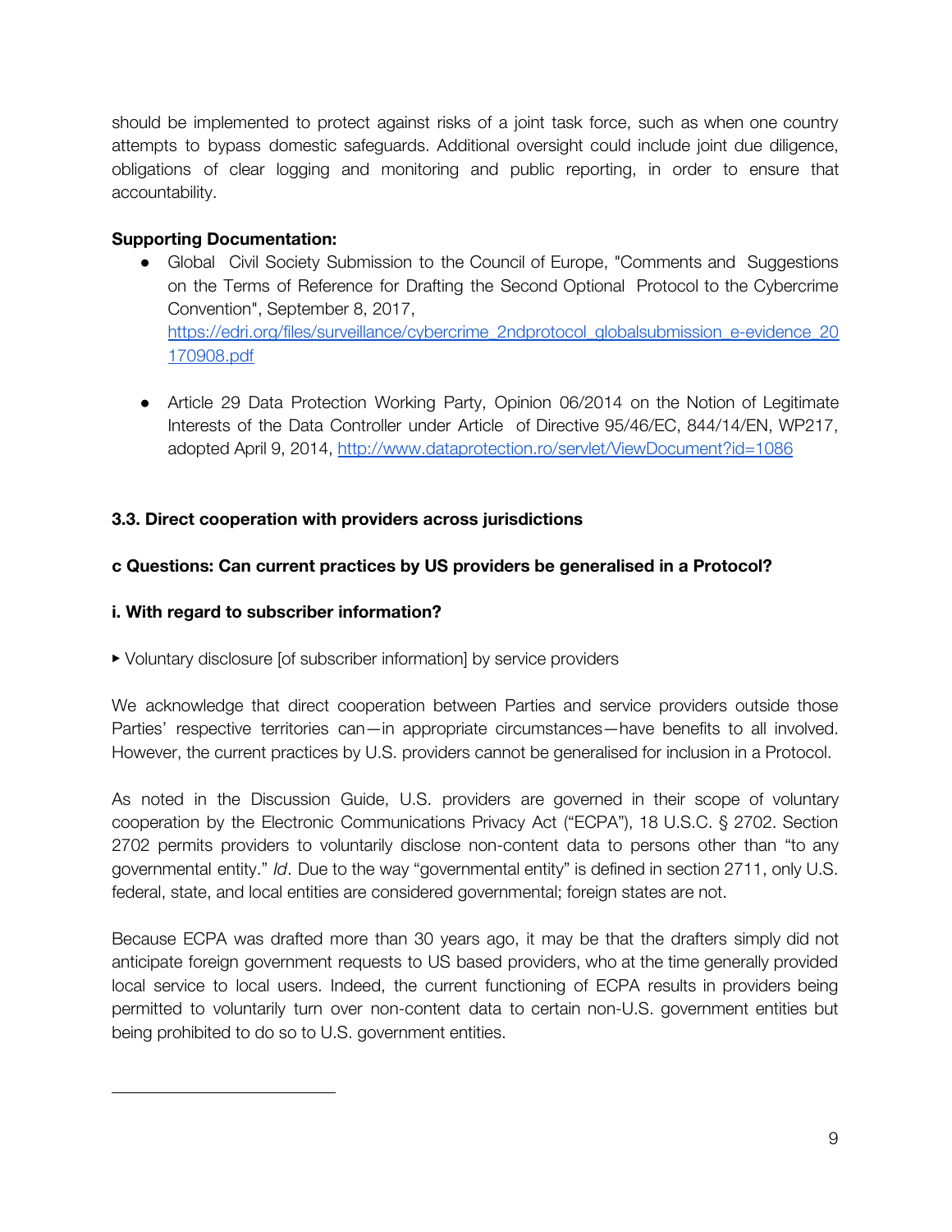should be implemented to protect against risks of a joint task force, such as when one country attempts to bypass domestic safeguards. Additional oversight could include joint due diligence, obligations of clear logging and monitoring and public reporting, in order to ensure that accountability.

**Supporting Documentation:**

- Global Civil Society Submission to the Council of Europe, "Comments and Suggestions on the Terms of Reference for Drafting the Second Optional Protocol to the Cybercrime Convention", September 8, 2017, [https://edri.org/files/surveillance/cybercrime_2ndprotocol_globalsubmission_e-evidence_20170908.pdf](https://edri.org/files/surveillance/cybercrime_2ndprotocol_globalsubmission_e-evidence_20170908.pdf)

- Article 29 Data Protection Working Party, Opinion 06/2014 on the Notion of Legitimate Interests of the Data Controller under Article of Directive 95/46/EC, 844/14/EN, WP217, adopted April 9, 2014, [http://www.dataprotection.ro/servlet/ViewDocument?id=1086](http://www.dataprotection.ro/servlet/ViewDocument?id=1086)

**3.3. Direct cooperation with providers across jurisdictions**

**c Questions: Can current practices by US providers be generalised in a Protocol?**

**i. With regard to subscriber information?**

▸ Voluntary disclosure [of subscriber information] by service providers

We acknowledge that direct cooperation between Parties and service providers outside those Parties' respective territories can—in appropriate circumstances—have benefits to all involved. However, the current practices by U.S. providers cannot be generalised for inclusion in a Protocol.

As noted in the Discussion Guide, U.S. providers are governed in their scope of voluntary cooperation by the Electronic Communications Privacy Act ("ECPA"), 18 U.S.C. § 2702. Section 2702 permits providers to voluntarily disclose non-content data to persons other than "to any governmental entity." *Id*. Due to the way "governmental entity" is defined in section 2711, only U.S. federal, state, and local entities are considered governmental; foreign states are not.

Because ECPA was drafted more than 30 years ago, it may be that the drafters simply did not anticipate foreign government requests to US based providers, who at the time generally provided local service to local users. Indeed, the current functioning of ECPA results in providers being permitted to voluntarily turn over non-content data to certain non-U.S. government entities but being prohibited to do so to U.S. government entities.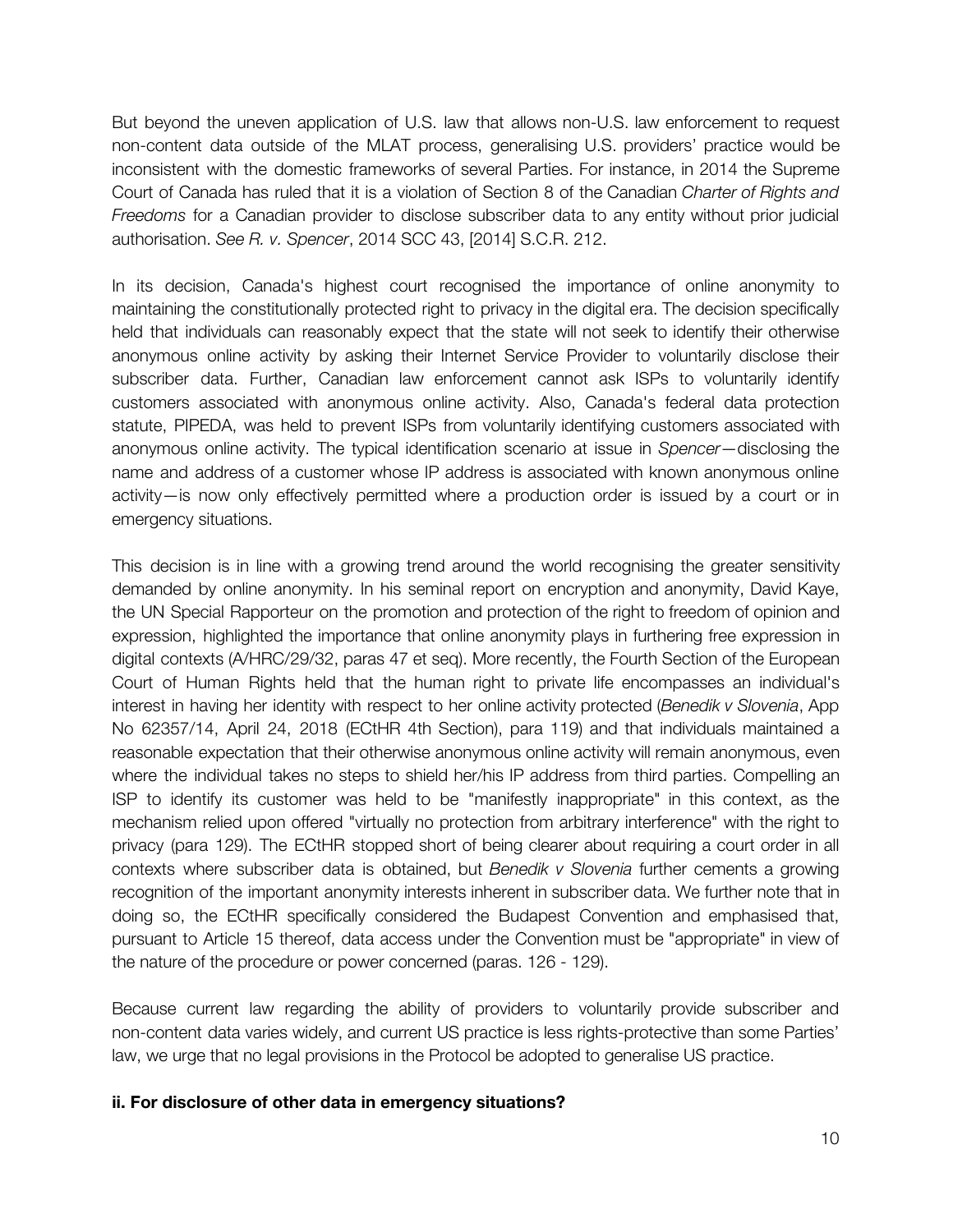But beyond the uneven application of U.S. law that allows non-U.S. law enforcement to request non-content data outside of the MLAT process, generalising U.S. providers' practice would be inconsistent with the domestic frameworks of several Parties. For instance, in 2014 the Supreme Court of Canada has ruled that it is a violation of Section 8 of the Canadian *Charter of Rights and Freedoms* for a Canadian provider to disclose subscriber data to any entity without prior judicial authorisation. *See R. v. Spencer*, 2014 SCC 43, [2014] S.C.R. 212.

In its decision, Canada's highest court recognised the importance of online anonymity to maintaining the constitutionally protected right to privacy in the digital era. The decision specifically held that individuals can reasonably expect that the state will not seek to identify their otherwise anonymous online activity by asking their Internet Service Provider to voluntarily disclose their subscriber data. Further, Canadian law enforcement cannot ask ISPs to voluntarily identify customers associated with anonymous online activity. Also, Canada's federal data protection statute, PIPEDA, was held to prevent ISPs from voluntarily identifying customers associated with anonymous online activity. The typical identification scenario at issue in *Spencer*—disclosing the name and address of a customer whose IP address is associated with known anonymous online activity—is now only effectively permitted where a production order is issued by a court or in emergency situations.

This decision is in line with a growing trend around the world recognising the greater sensitivity demanded by online anonymity. In his seminal report on encryption and anonymity, David Kaye, the UN Special Rapporteur on the promotion and protection of the right to freedom of opinion and expression, highlighted the importance that online anonymity plays in furthering free expression in digital contexts (A/HRC/29/32, paras 47 et seq). More recently, the Fourth Section of the European Court of Human Rights held that the human right to private life encompasses an individual's interest in having her identity with respect to her online activity protected (*Benedik v Slovenia*, App No 62357/14, April 24, 2018 (ECtHR 4th Section), para 119) and that individuals maintained a reasonable expectation that their otherwise anonymous online activity will remain anonymous, even where the individual takes no steps to shield her/his IP address from third parties. Compelling an ISP to identify its customer was held to be "manifestly inappropriate" in this context, as the mechanism relied upon offered "virtually no protection from arbitrary interference" with the right to privacy (para 129). The ECtHR stopped short of being clearer about requiring a court order in all contexts where subscriber data is obtained, but *Benedik v Slovenia* further cements a growing recognition of the important anonymity interests inherent in subscriber data. We further note that in doing so, the ECtHR specifically considered the Budapest Convention and emphasised that, pursuant to Article 15 thereof, data access under the Convention must be "appropriate" in view of the nature of the procedure or power concerned (paras. 126 - 129).

Because current law regarding the ability of providers to voluntarily provide subscriber and non-content data varies widely, and current US practice is less rights-protective than some Parties' law, we urge that no legal provisions in the Protocol be adopted to generalise US practice.

**ii. For disclosure of other data in emergency situations?**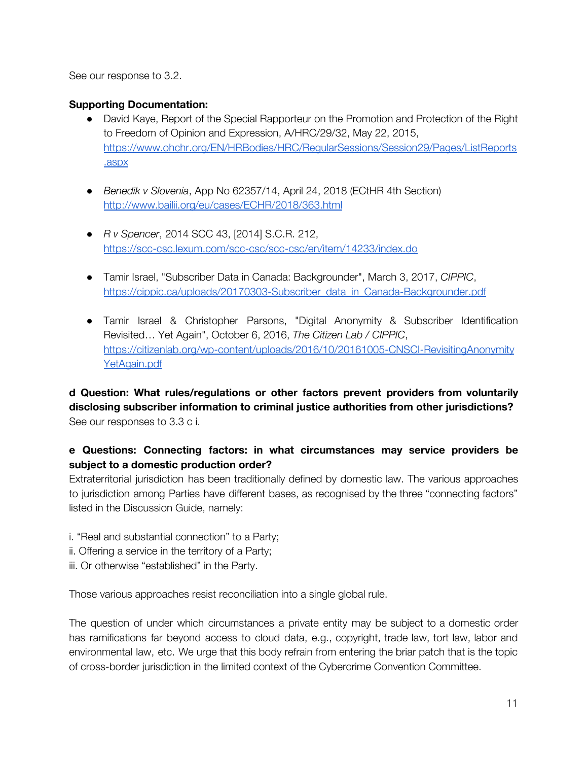See our response to 3.2.

**Supporting Documentation:**

- David Kaye, Report of the Special Rapporteur on the Promotion and Protection of the Right to Freedom of Opinion and Expression, A/HRC/29/32, May 22, 2015, https://www.ohchr.org/EN/HRBodies/HRC/RegularSessions/Session29/Pages/ListReports.aspx

- *Benedik v Slovenia*, App No 62357/14, April 24, 2018 (ECtHR 4th Section) http://www.bailii.org/eu/cases/ECHR/2018/363.html

- *R v Spencer*, 2014 SCC 43, [2014] S.C.R. 212, https://scc-csc.lexum.com/scc-csc/scc-csc/en/item/14233/index.do

- Tamir Israel, "Subscriber Data in Canada: Backgrounder", March 3, 2017, *CIPPIC*, https://cippic.ca/uploads/20170303-Subscriber_data_in_Canada-Backgrounder.pdf

- Tamir Israel & Christopher Parsons, "Digital Anonymity & Subscriber Identification Revisited… Yet Again", October 6, 2016, *The Citizen Lab / CIPPIC*, https://citizenlab.org/wp-content/uploads/2016/10/20161005-CNSCI-RevisitingAnonymityYetAgain.pdf

**d Question: What rules/regulations or other factors prevent providers from voluntarily disclosing subscriber information to criminal justice authorities from other jurisdictions?**
See our responses to 3.3 c i.

**e Questions: Connecting factors: in what circumstances may service providers be subject to a domestic production order?**
Extraterritorial jurisdiction has been traditionally defined by domestic law. The various approaches to jurisdiction among Parties have different bases, as recognised by the three "connecting factors" listed in the Discussion Guide, namely:

i. "Real and substantial connection" to a Party;
ii. Offering a service in the territory of a Party;
iii. Or otherwise "established" in the Party.

Those various approaches resist reconciliation into a single global rule.

The question of under which circumstances a private entity may be subject to a domestic order has ramifications far beyond access to cloud data, e.g., copyright, trade law, tort law, labor and environmental law, etc. We urge that this body refrain from entering the briar patch that is the topic of cross-border jurisdiction in the limited context of the Cybercrime Convention Committee.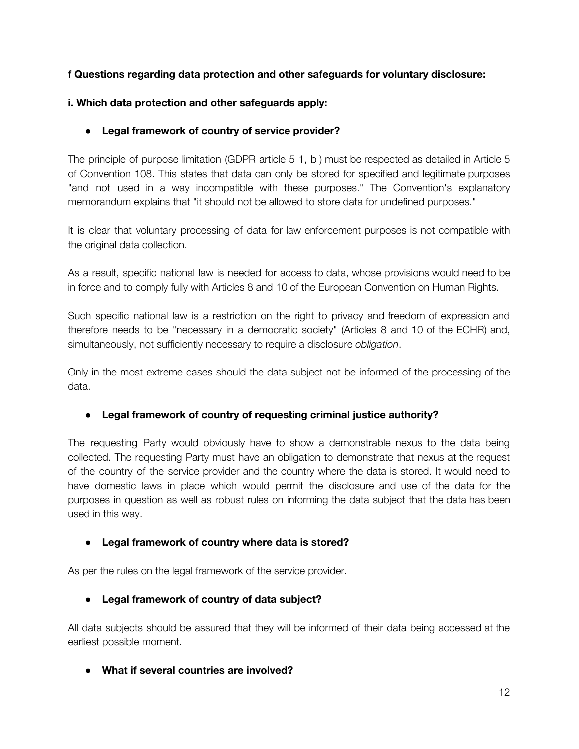**f Questions regarding data protection and other safeguards for voluntary disclosure:**

**i. Which data protection and other safeguards apply:**

- **Legal framework of country of service provider?**

The principle of purpose limitation (GDPR article 5 1, b ) must be respected as detailed in Article 5 of Convention 108. This states that data can only be stored for specified and legitimate purposes "and not used in a way incompatible with these purposes." The Convention's explanatory memorandum explains that "it should not be allowed to store data for undefined purposes."

It is clear that voluntary processing of data for law enforcement purposes is not compatible with the original data collection.

As a result, specific national law is needed for access to data, whose provisions would need to be in force and to comply fully with Articles 8 and 10 of the European Convention on Human Rights.

Such specific national law is a restriction on the right to privacy and freedom of expression and therefore needs to be "necessary in a democratic society" (Articles 8 and 10 of the ECHR) and, simultaneously, not sufficiently necessary to require a disclosure *obligation*.

Only in the most extreme cases should the data subject not be informed of the processing of the data.

- **Legal framework of country of requesting criminal justice authority?**

The requesting Party would obviously have to show a demonstrable nexus to the data being collected. The requesting Party must have an obligation to demonstrate that nexus at the request of the country of the service provider and the country where the data is stored. It would need to have domestic laws in place which would permit the disclosure and use of the data for the purposes in question as well as robust rules on informing the data subject that the data has been used in this way.

- **Legal framework of country where data is stored?**

As per the rules on the legal framework of the service provider.

- **Legal framework of country of data subject?**

All data subjects should be assured that they will be informed of their data being accessed at the earliest possible moment.

- **What if several countries are involved?**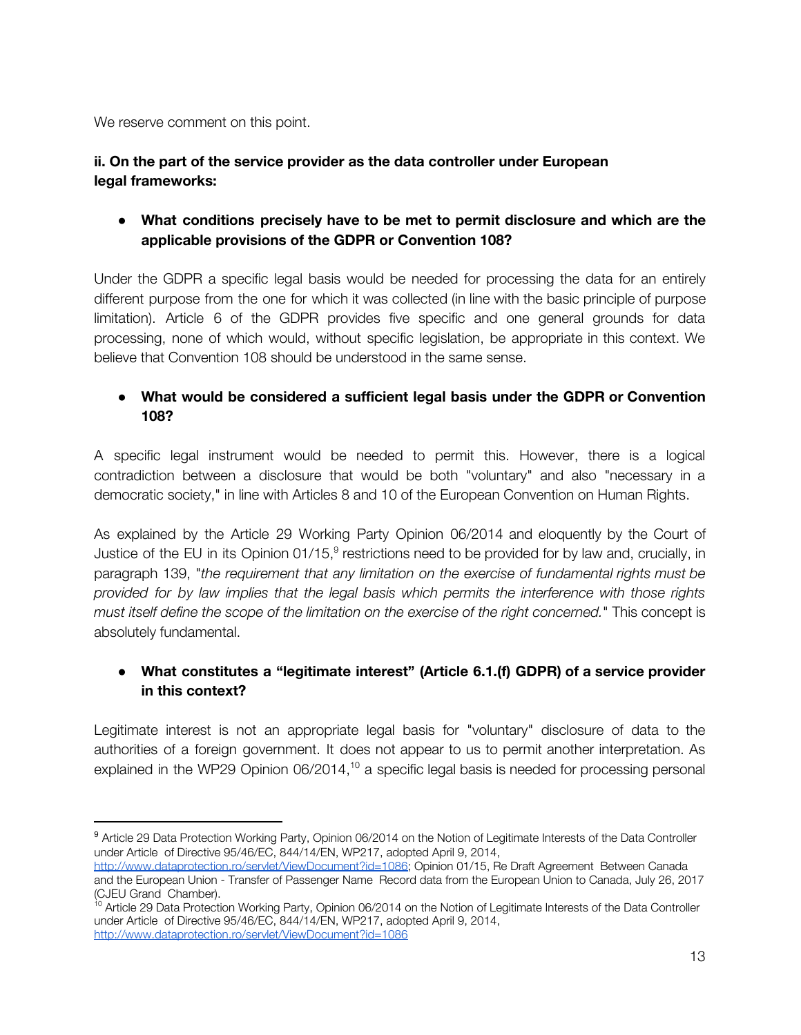We reserve comment on this point.

**ii. On the part of the service provider as the data controller under European legal frameworks:**

- **What conditions precisely have to be met to permit disclosure and which are the applicable provisions of the GDPR or Convention 108?**

Under the GDPR a specific legal basis would be needed for processing the data for an entirely different purpose from the one for which it was collected (in line with the basic principle of purpose limitation). Article 6 of the GDPR provides five specific and one general grounds for data processing, none of which would, without specific legislation, be appropriate in this context. We believe that Convention 108 should be understood in the same sense.

- **What would be considered a sufficient legal basis under the GDPR or Convention 108?**

A specific legal instrument would be needed to permit this. However, there is a logical contradiction between a disclosure that would be both "voluntary" and also "necessary in a democratic society," in line with Articles 8 and 10 of the European Convention on Human Rights.

As explained by the Article 29 Working Party Opinion 06/2014 and eloquently by the Court of Justice of the EU in its Opinion 01/15,[9] restrictions need to be provided for by law and, crucially, in paragraph 139, "*the requirement that any limitation on the exercise of fundamental rights must be provided for by law implies that the legal basis which permits the interference with those rights must itself define the scope of the limitation on the exercise of the right concerned.*" This concept is absolutely fundamental.

- **What constitutes a "legitimate interest" (Article 6.1.(f) GDPR) of a service provider in this context?**

Legitimate interest is not an appropriate legal basis for "voluntary" disclosure of data to the authorities of a foreign government. It does not appear to us to permit another interpretation. As explained in the WP29 Opinion 06/2014,[10] a specific legal basis is needed for processing personal

---

[9] Article 29 Data Protection Working Party, Opinion 06/2014 on the Notion of Legitimate Interests of the Data Controller under Article of Directive 95/46/EC, 844/14/EN, WP217, adopted April 9, 2014, http://www.dataprotection.ro/servlet/ViewDocument?id=1086; Opinion 01/15, Re Draft Agreement Between Canada and the European Union - Transfer of Passenger Name Record data from the European Union to Canada, July 26, 2017 (CJEU Grand Chamber).

[10] Article 29 Data Protection Working Party, Opinion 06/2014 on the Notion of Legitimate Interests of the Data Controller under Article of Directive 95/46/EC, 844/14/EN, WP217, adopted April 9, 2014, http://www.dataprotection.ro/servlet/ViewDocument?id=1086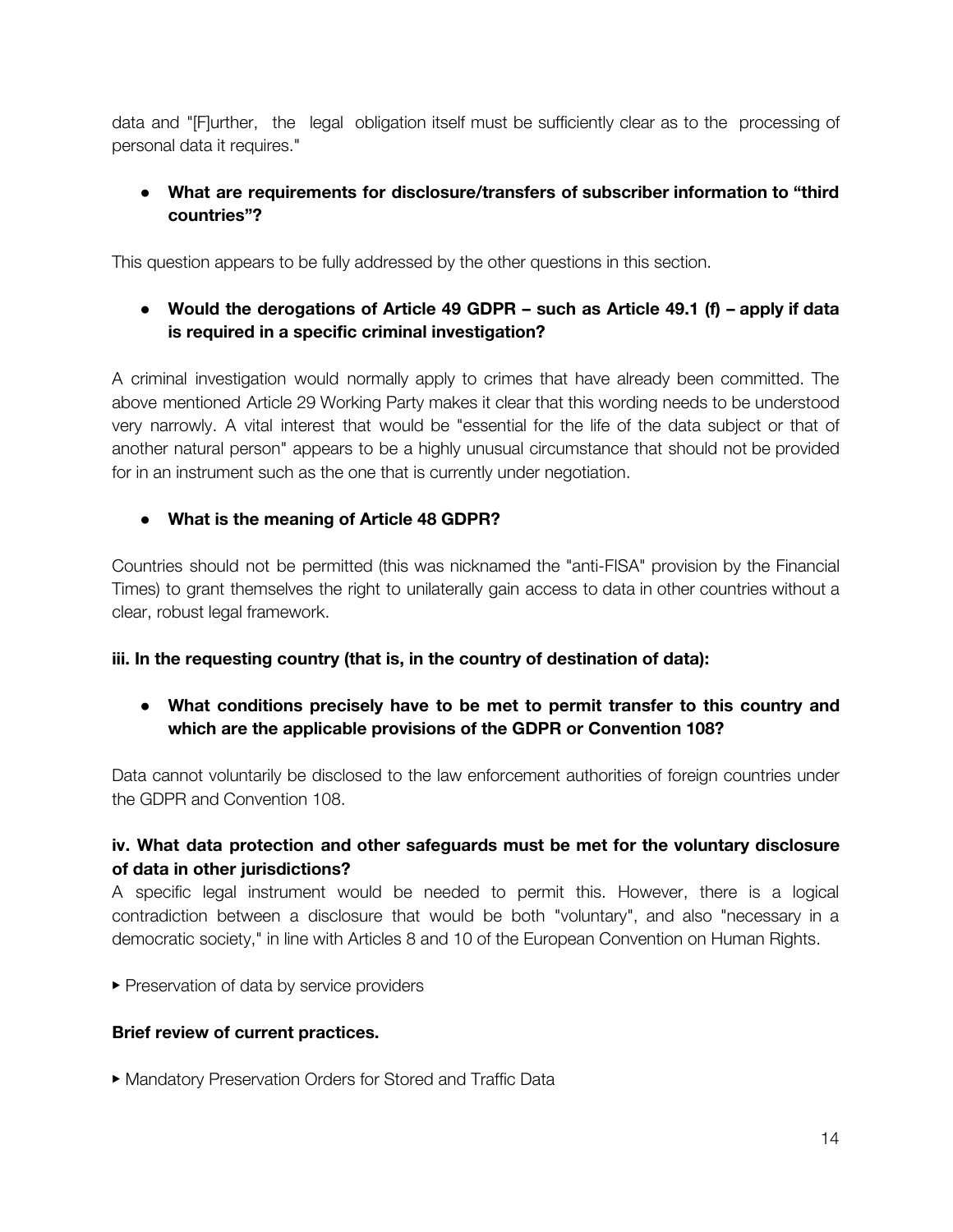data and "[F]urther, the legal obligation itself must be sufficiently clear as to the processing of personal data it requires."

- **What are requirements for disclosure/transfers of subscriber information to "third countries"?**

This question appears to be fully addressed by the other questions in this section.

- **Would the derogations of Article 49 GDPR – such as Article 49.1 (f) – apply if data is required in a specific criminal investigation?**

A criminal investigation would normally apply to crimes that have already been committed. The above mentioned Article 29 Working Party makes it clear that this wording needs to be understood very narrowly. A vital interest that would be "essential for the life of the data subject or that of another natural person" appears to be a highly unusual circumstance that should not be provided for in an instrument such as the one that is currently under negotiation.

- **What is the meaning of Article 48 GDPR?**

Countries should not be permitted (this was nicknamed the "anti-FISA" provision by the Financial Times) to grant themselves the right to unilaterally gain access to data in other countries without a clear, robust legal framework.

**iii. In the requesting country (that is, in the country of destination of data):**

- **What conditions precisely have to be met to permit transfer to this country and which are the applicable provisions of the GDPR or Convention 108?**

Data cannot voluntarily be disclosed to the law enforcement authorities of foreign countries under the GDPR and Convention 108.

**iv. What data protection and other safeguards must be met for the voluntary disclosure of data in other jurisdictions?**

A specific legal instrument would be needed to permit this. However, there is a logical contradiction between a disclosure that would be both "voluntary", and also "necessary in a democratic society," in line with Articles 8 and 10 of the European Convention on Human Rights.

▸ Preservation of data by service providers

**Brief review of current practices.**

▸ Mandatory Preservation Orders for Stored and Traffic Data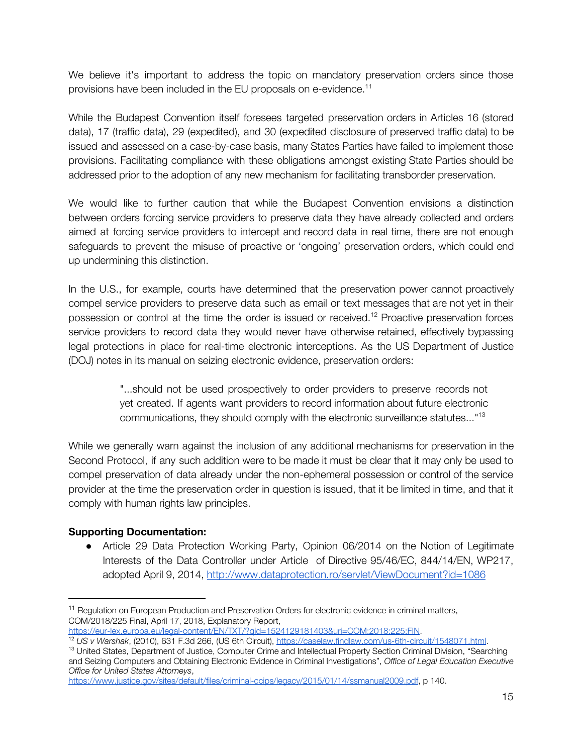We believe it's important to address the topic on mandatory preservation orders since those provisions have been included in the EU proposals on e-evidence.[11]

While the Budapest Convention itself foresees targeted preservation orders in Articles 16 (stored data), 17 (traffic data), 29 (expedited), and 30 (expedited disclosure of preserved traffic data) to be issued and assessed on a case-by-case basis, many States Parties have failed to implement those provisions. Facilitating compliance with these obligations amongst existing State Parties should be addressed prior to the adoption of any new mechanism for facilitating transborder preservation.

We would like to further caution that while the Budapest Convention envisions a distinction between orders forcing service providers to preserve data they have already collected and orders aimed at forcing service providers to intercept and record data in real time, there are not enough safeguards to prevent the misuse of proactive or 'ongoing' preservation orders, which could end up undermining this distinction.

In the U.S., for example, courts have determined that the preservation power cannot proactively compel service providers to preserve data such as email or text messages that are not yet in their possession or control at the time the order is issued or received.[12] Proactive preservation forces service providers to record data they would never have otherwise retained, effectively bypassing legal protections in place for real-time electronic interceptions. As the US Department of Justice (DOJ) notes in its manual on seizing electronic evidence, preservation orders:

> "...should not be used prospectively to order providers to preserve records not yet created. If agents want providers to record information about future electronic communications, they should comply with the electronic surveillance statutes..."[13]

While we generally warn against the inclusion of any additional mechanisms for preservation in the Second Protocol, if any such addition were to be made it must be clear that it may only be used to compel preservation of data already under the non-ephemeral possession or control of the service provider at the time the preservation order in question is issued, that it be limited in time, and that it comply with human rights law principles.

**Supporting Documentation:**

- Article 29 Data Protection Working Party, Opinion 06/2014 on the Notion of Legitimate Interests of the Data Controller under Article of Directive 95/46/EC, 844/14/EN, WP217, adopted April 9, 2014, http://www.dataprotection.ro/servlet/ViewDocument?id=1086

---

[11] Regulation on European Production and Preservation Orders for electronic evidence in criminal matters, COM/2018/225 Final, April 17, 2018, Explanatory Report, https://eur-lex.europa.eu/legal-content/EN/TXT/?qid=1524129181403&uri=COM:2018:225:FIN.

[12] *US v Warshak*, (2010), 631 F.3d 266, (US 6th Circuit), https://caselaw.findlaw.com/us-6th-circuit/1548071.html.

[13] United States, Department of Justice, Computer Crime and Intellectual Property Section Criminal Division, "Searching and Seizing Computers and Obtaining Electronic Evidence in Criminal Investigations", *Office of Legal Education Executive Office for United States Attorneys*, https://www.justice.gov/sites/default/files/criminal-ccips/legacy/2015/01/14/ssmanual2009.pdf, p 140.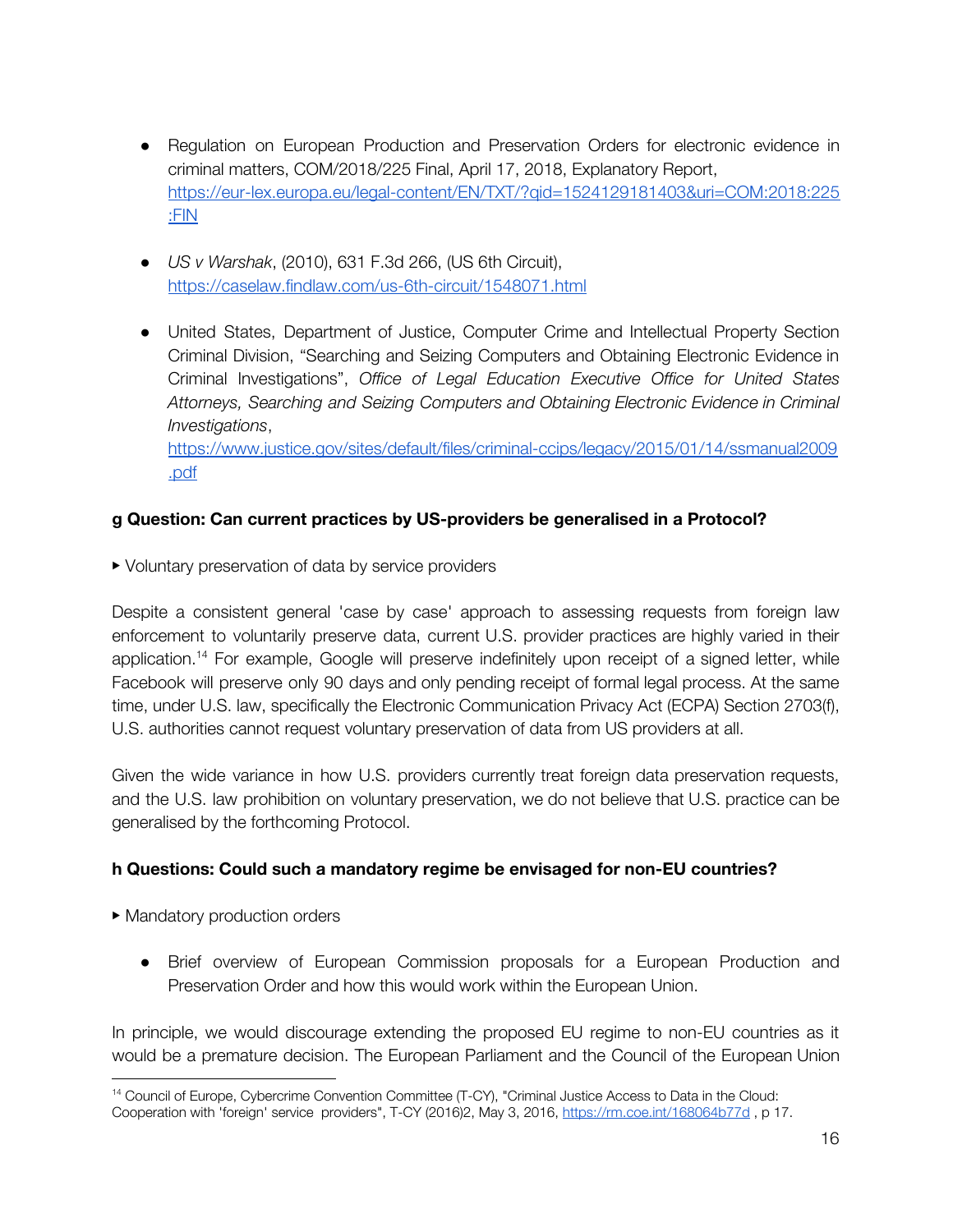- Regulation on European Production and Preservation Orders for electronic evidence in criminal matters, COM/2018/225 Final, April 17, 2018, Explanatory Report, https://eur-lex.europa.eu/legal-content/EN/TXT/?qid=1524129181403&uri=COM:2018:225:FIN

- *US v Warshak*, (2010), 631 F.3d 266, (US 6th Circuit), https://caselaw.findlaw.com/us-6th-circuit/1548071.html

- United States, Department of Justice, Computer Crime and Intellectual Property Section Criminal Division, "Searching and Seizing Computers and Obtaining Electronic Evidence in Criminal Investigations", *Office of Legal Education Executive Office for United States Attorneys, Searching and Seizing Computers and Obtaining Electronic Evidence in Criminal Investigations*, https://www.justice.gov/sites/default/files/criminal-ccips/legacy/2015/01/14/ssmanual2009.pdf

**g Question: Can current practices by US-providers be generalised in a Protocol?**

▸ Voluntary preservation of data by service providers

Despite a consistent general 'case by case' approach to assessing requests from foreign law enforcement to voluntarily preserve data, current U.S. provider practices are highly varied in their application.[14] For example, Google will preserve indefinitely upon receipt of a signed letter, while Facebook will preserve only 90 days and only pending receipt of formal legal process. At the same time, under U.S. law, specifically the Electronic Communication Privacy Act (ECPA) Section 2703(f), U.S. authorities cannot request voluntary preservation of data from US providers at all.

Given the wide variance in how U.S. providers currently treat foreign data preservation requests, and the U.S. law prohibition on voluntary preservation, we do not believe that U.S. practice can be generalised by the forthcoming Protocol.

**h Questions: Could such a mandatory regime be envisaged for non-EU countries?**

▸ Mandatory production orders

- Brief overview of European Commission proposals for a European Production and Preservation Order and how this would work within the European Union.

In principle, we would discourage extending the proposed EU regime to non-EU countries as it would be a premature decision. The European Parliament and the Council of the European Union

[14] Council of Europe, Cybercrime Convention Committee (T-CY), "Criminal Justice Access to Data in the Cloud: Cooperation with 'foreign' service providers", T-CY (2016)2, May 3, 2016, https://rm.coe.int/168064b77d , p 17.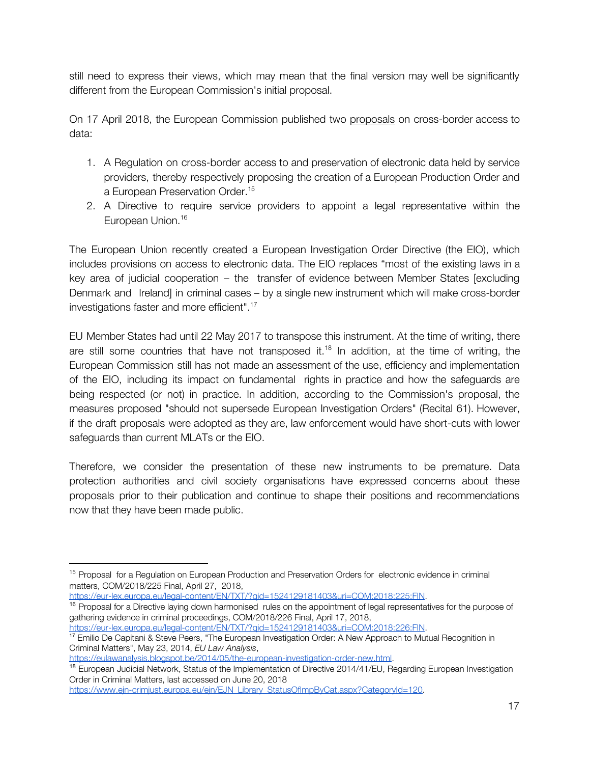still need to express their views, which may mean that the final version may well be significantly different from the European Commission's initial proposal.

On 17 April 2018, the European Commission published two proposals on cross-border access to data:

1. A Regulation on cross-border access to and preservation of electronic data held by service providers, thereby respectively proposing the creation of a European Production Order and a European Preservation Order.[15]
2. A Directive to require service providers to appoint a legal representative within the European Union.[16]

The European Union recently created a European Investigation Order Directive (the EIO), which includes provisions on access to electronic data. The EIO replaces "most of the existing laws in a key area of judicial cooperation – the transfer of evidence between Member States [excluding Denmark and Ireland] in criminal cases – by a single new instrument which will make cross-border investigations faster and more efficient".[17]

EU Member States had until 22 May 2017 to transpose this instrument. At the time of writing, there are still some countries that have not transposed it.[18] In addition, at the time of writing, the European Commission still has not made an assessment of the use, efficiency and implementation of the EIO, including its impact on fundamental rights in practice and how the safeguards are being respected (or not) in practice. In addition, according to the Commission's proposal, the measures proposed "should not supersede European Investigation Orders" (Recital 61). However, if the draft proposals were adopted as they are, law enforcement would have short-cuts with lower safeguards than current MLATs or the EIO.

Therefore, we consider the presentation of these new instruments to be premature. Data protection authorities and civil society organisations have expressed concerns about these proposals prior to their publication and continue to shape their positions and recommendations now that they have been made public.

---

[15] Proposal for a Regulation on European Production and Preservation Orders for electronic evidence in criminal matters, COM/2018/225 Final, April 27, 2018, https://eur-lex.europa.eu/legal-content/EN/TXT/?qid=1524129181403&uri=COM:2018:225:FIN.

[16] Proposal for a Directive laying down harmonised rules on the appointment of legal representatives for the purpose of gathering evidence in criminal proceedings, COM/2018/226 Final, April 17, 2018, https://eur-lex.europa.eu/legal-content/EN/TXT/?qid=1524129181403&uri=COM:2018:226:FIN.

[17] Emilio De Capitani & Steve Peers, "The European Investigation Order: A New Approach to Mutual Recognition in Criminal Matters", May 23, 2014, *EU Law Analysis*, https://eulawanalysis.blogspot.be/2014/05/the-european-investigation-order-new.html.

[18] European Judicial Network, Status of the Implementation of Directive 2014/41/EU, Regarding European Investigation Order in Criminal Matters, last accessed on June 20, 2018 https://www.ejn-crimjust.europa.eu/ejn/EJN_Library_StatusOfImpByCat.aspx?CategoryId=120.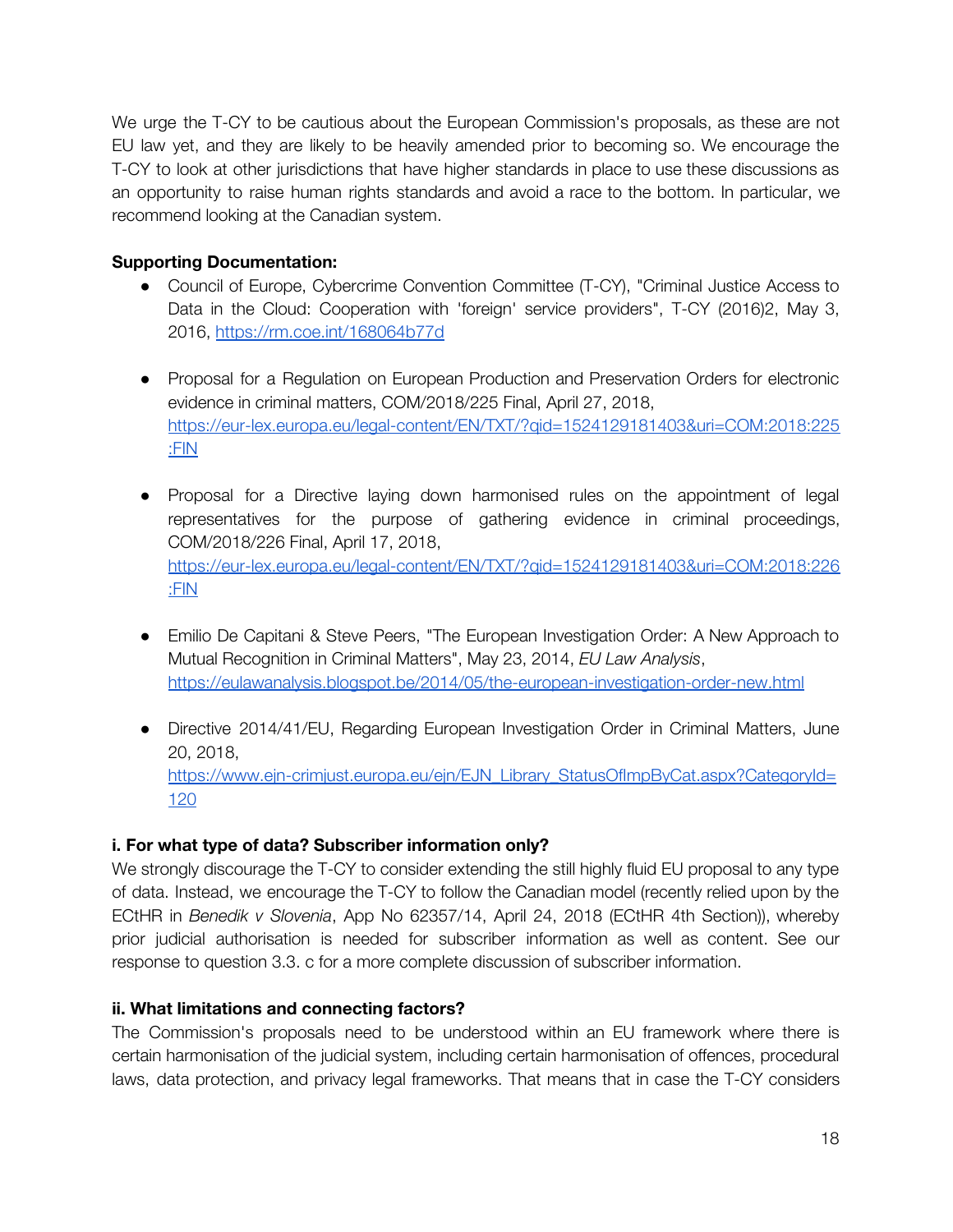We urge the T-CY to be cautious about the European Commission's proposals, as these are not EU law yet, and they are likely to be heavily amended prior to becoming so. We encourage the T-CY to look at other jurisdictions that have higher standards in place to use these discussions as an opportunity to raise human rights standards and avoid a race to the bottom. In particular, we recommend looking at the Canadian system.

**Supporting Documentation:**

- Council of Europe, Cybercrime Convention Committee (T-CY), "Criminal Justice Access to Data in the Cloud: Cooperation with 'foreign' service providers", T-CY (2016)2, May 3, 2016, https://rm.coe.int/168064b77d

- Proposal for a Regulation on European Production and Preservation Orders for electronic evidence in criminal matters, COM/2018/225 Final, April 27, 2018, https://eur-lex.europa.eu/legal-content/EN/TXT/?qid=1524129181403&uri=COM:2018:225:FIN

- Proposal for a Directive laying down harmonised rules on the appointment of legal representatives for the purpose of gathering evidence in criminal proceedings, COM/2018/226 Final, April 17, 2018, https://eur-lex.europa.eu/legal-content/EN/TXT/?qid=1524129181403&uri=COM:2018:226:FIN

- Emilio De Capitani & Steve Peers, "The European Investigation Order: A New Approach to Mutual Recognition in Criminal Matters", May 23, 2014, *EU Law Analysis*, https://eulawanalysis.blogspot.be/2014/05/the-european-investigation-order-new.html

- Directive 2014/41/EU, Regarding European Investigation Order in Criminal Matters, June 20, 2018, https://www.ejn-crimjust.europa.eu/ejn/EJN_Library_StatusOfImpByCat.aspx?CategoryId=120

**i. For what type of data? Subscriber information only?**

We strongly discourage the T-CY to consider extending the still highly fluid EU proposal to any type of data. Instead, we encourage the T-CY to follow the Canadian model (recently relied upon by the ECtHR in *Benedik v Slovenia*, App No 62357/14, April 24, 2018 (ECtHR 4th Section)), whereby prior judicial authorisation is needed for subscriber information as well as content. See our response to question 3.3. c for a more complete discussion of subscriber information.

**ii. What limitations and connecting factors?**

The Commission's proposals need to be understood within an EU framework where there is certain harmonisation of the judicial system, including certain harmonisation of offences, procedural laws, data protection, and privacy legal frameworks. That means that in case the T-CY considers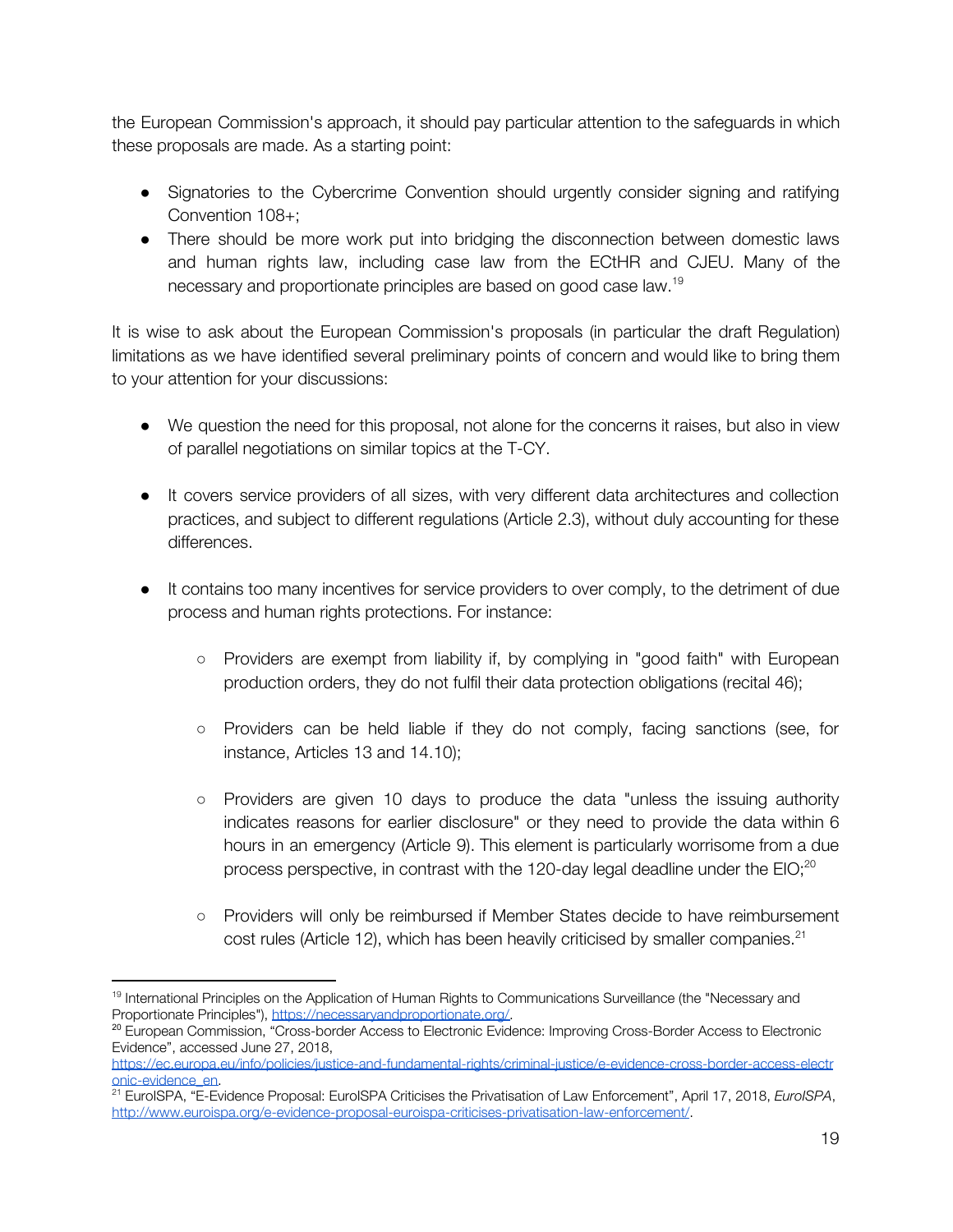the European Commission's approach, it should pay particular attention to the safeguards in which these proposals are made. As a starting point:

- Signatories to the Cybercrime Convention should urgently consider signing and ratifying Convention 108+;
- There should be more work put into bridging the disconnection between domestic laws and human rights law, including case law from the ECtHR and CJEU. Many of the necessary and proportionate principles are based on good case law.[19]

It is wise to ask about the European Commission's proposals (in particular the draft Regulation) limitations as we have identified several preliminary points of concern and would like to bring them to your attention for your discussions:

- We question the need for this proposal, not alone for the concerns it raises, but also in view of parallel negotiations on similar topics at the T-CY.

- It covers service providers of all sizes, with very different data architectures and collection practices, and subject to different regulations (Article 2.3), without duly accounting for these differences.

- It contains too many incentives for service providers to over comply, to the detriment of due process and human rights protections. For instance:

    - Providers are exempt from liability if, by complying in "good faith" with European production orders, they do not fulfil their data protection obligations (recital 46);

    - Providers can be held liable if they do not comply, facing sanctions (see, for instance, Articles 13 and 14.10);

    - Providers are given 10 days to produce the data "unless the issuing authority indicates reasons for earlier disclosure" or they need to provide the data within 6 hours in an emergency (Article 9). This element is particularly worrisome from a due process perspective, in contrast with the 120-day legal deadline under the EIO;[20]

    - Providers will only be reimbursed if Member States decide to have reimbursement cost rules (Article 12), which has been heavily criticised by smaller companies.[21]

---

[19] International Principles on the Application of Human Rights to Communications Surveillance (the "Necessary and Proportionate Principles"), https://necessaryandproportionate.org/.

[20] European Commission, "Cross-border Access to Electronic Evidence: Improving Cross-Border Access to Electronic Evidence", accessed June 27, 2018, https://ec.europa.eu/info/policies/justice-and-fundamental-rights/criminal-justice/e-evidence-cross-border-access-electronic-evidence_en.

[21] EuroISPA, "E-Evidence Proposal: EuroISPA Criticises the Privatisation of Law Enforcement", April 17, 2018, *EuroISPA*, http://www.euroispa.org/e-evidence-proposal-euroispa-criticises-privatisation-law-enforcement/.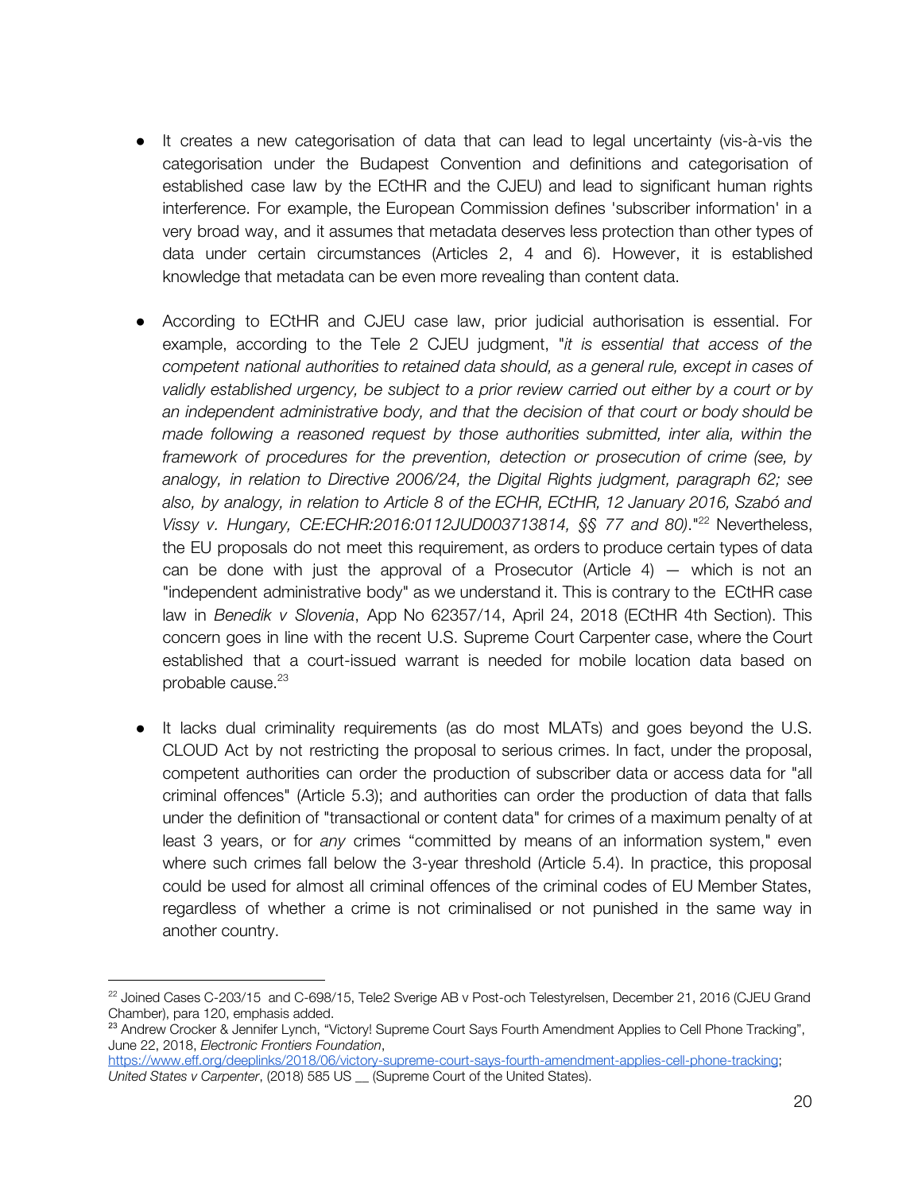- It creates a new categorisation of data that can lead to legal uncertainty (vis-à-vis the categorisation under the Budapest Convention and definitions and categorisation of established case law by the ECtHR and the CJEU) and lead to significant human rights interference. For example, the European Commission defines 'subscriber information' in a very broad way, and it assumes that metadata deserves less protection than other types of data under certain circumstances (Articles 2, 4 and 6). However, it is established knowledge that metadata can be even more revealing than content data.

- According to ECtHR and CJEU case law, prior judicial authorisation is essential. For example, according to the Tele 2 CJEU judgment, "*it is essential that access of the competent national authorities to retained data should, as a general rule, except in cases of validly established urgency, be subject to a prior review carried out either by a court or by an independent administrative body, and that the decision of that court or body should be made following a reasoned request by those authorities submitted, inter alia, within the framework of procedures for the prevention, detection or prosecution of crime (see, by analogy, in relation to Directive 2006/24, the Digital Rights judgment, paragraph 62; see also, by analogy, in relation to Article 8 of the ECHR, ECtHR, 12 January 2016, Szabó and Vissy v. Hungary, CE:ECHR:2016:0112JUD003713814, §§ 77 and 80).*"[22] Nevertheless, the EU proposals do not meet this requirement, as orders to produce certain types of data can be done with just the approval of a Prosecutor (Article 4) — which is not an "independent administrative body" as we understand it. This is contrary to the ECtHR case law in *Benedik v Slovenia*, App No 62357/14, April 24, 2018 (ECtHR 4th Section). This concern goes in line with the recent U.S. Supreme Court Carpenter case, where the Court established that a court-issued warrant is needed for mobile location data based on probable cause.[23]

- It lacks dual criminality requirements (as do most MLATs) and goes beyond the U.S. CLOUD Act by not restricting the proposal to serious crimes. In fact, under the proposal, competent authorities can order the production of subscriber data or access data for "all criminal offences" (Article 5.3); and authorities can order the production of data that falls under the definition of "transactional or content data" for crimes of a maximum penalty of at least 3 years, or for *any* crimes "committed by means of an information system," even where such crimes fall below the 3-year threshold (Article 5.4). In practice, this proposal could be used for almost all criminal offences of the criminal codes of EU Member States, regardless of whether a crime is not criminalised or not punished in the same way in another country.

---

[22] Joined Cases C-203/15 and C-698/15, Tele2 Sverige AB v Post-och Telestyrelsen, December 21, 2016 (CJEU Grand Chamber), para 120, emphasis added.

[23] Andrew Crocker & Jennifer Lynch, "Victory! Supreme Court Says Fourth Amendment Applies to Cell Phone Tracking", June 22, 2018, *Electronic Frontiers Foundation*, https://www.eff.org/deeplinks/2018/06/victory-supreme-court-says-fourth-amendment-applies-cell-phone-tracking; *United States v Carpenter*, (2018) 585 US __ (Supreme Court of the United States).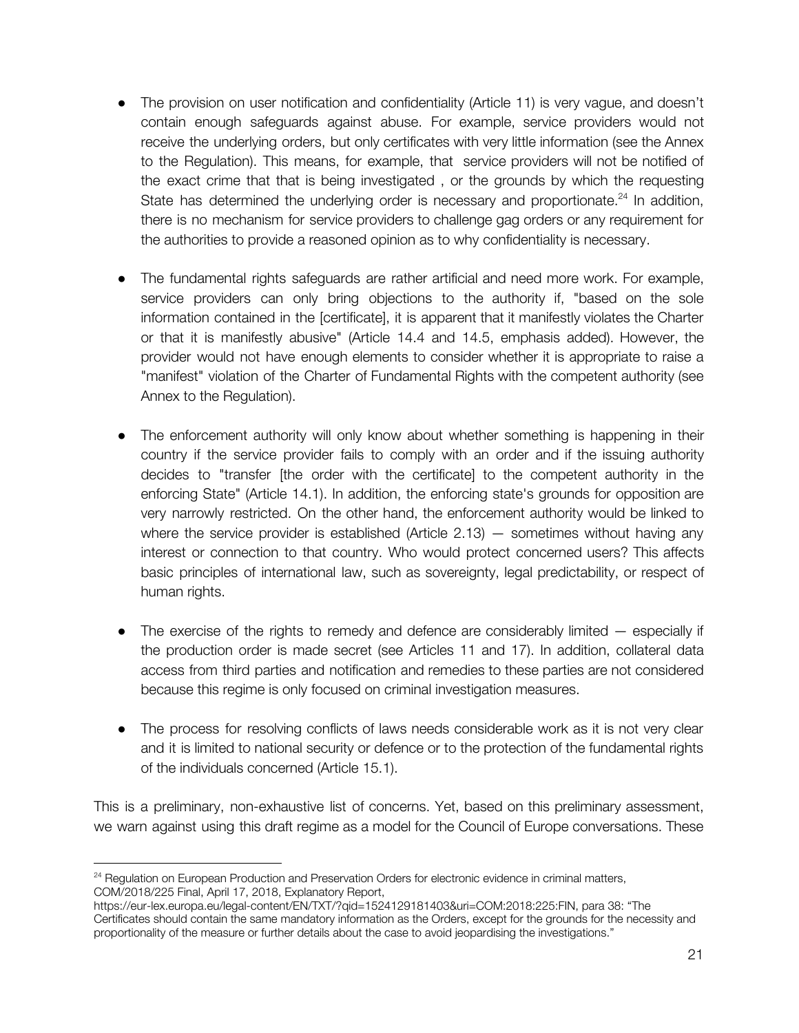- The provision on user notification and confidentiality (Article 11) is very vague, and doesn't contain enough safeguards against abuse. For example, service providers would not receive the underlying orders, but only certificates with very little information (see the Annex to the Regulation). This means, for example, that service providers will not be notified of the exact crime that that is being investigated , or the grounds by which the requesting State has determined the underlying order is necessary and proportionate.[24] In addition, there is no mechanism for service providers to challenge gag orders or any requirement for the authorities to provide a reasoned opinion as to why confidentiality is necessary.

- The fundamental rights safeguards are rather artificial and need more work. For example, service providers can only bring objections to the authority if, "based on the sole information contained in the [certificate], it is apparent that it manifestly violates the Charter or that it is manifestly abusive" (Article 14.4 and 14.5, emphasis added). However, the provider would not have enough elements to consider whether it is appropriate to raise a "manifest" violation of the Charter of Fundamental Rights with the competent authority (see Annex to the Regulation).

- The enforcement authority will only know about whether something is happening in their country if the service provider fails to comply with an order and if the issuing authority decides to "transfer [the order with the certificate] to the competent authority in the enforcing State" (Article 14.1). In addition, the enforcing state's grounds for opposition are very narrowly restricted. On the other hand, the enforcement authority would be linked to where the service provider is established (Article 2.13) — sometimes without having any interest or connection to that country. Who would protect concerned users? This affects basic principles of international law, such as sovereignty, legal predictability, or respect of human rights.

- The exercise of the rights to remedy and defence are considerably limited — especially if the production order is made secret (see Articles 11 and 17). In addition, collateral data access from third parties and notification and remedies to these parties are not considered because this regime is only focused on criminal investigation measures.

- The process for resolving conflicts of laws needs considerable work as it is not very clear and it is limited to national security or defence or to the protection of the fundamental rights of the individuals concerned (Article 15.1).

This is a preliminary, non-exhaustive list of concerns. Yet, based on this preliminary assessment, we warn against using this draft regime as a model for the Council of Europe conversations. These

---

[24] Regulation on European Production and Preservation Orders for electronic evidence in criminal matters, COM/2018/225 Final, April 17, 2018, Explanatory Report, https://eur-lex.europa.eu/legal-content/EN/TXT/?qid=1524129181403&uri=COM:2018:225:FIN, para 38: "The Certificates should contain the same mandatory information as the Orders, except for the grounds for the necessity and proportionality of the measure or further details about the case to avoid jeopardising the investigations."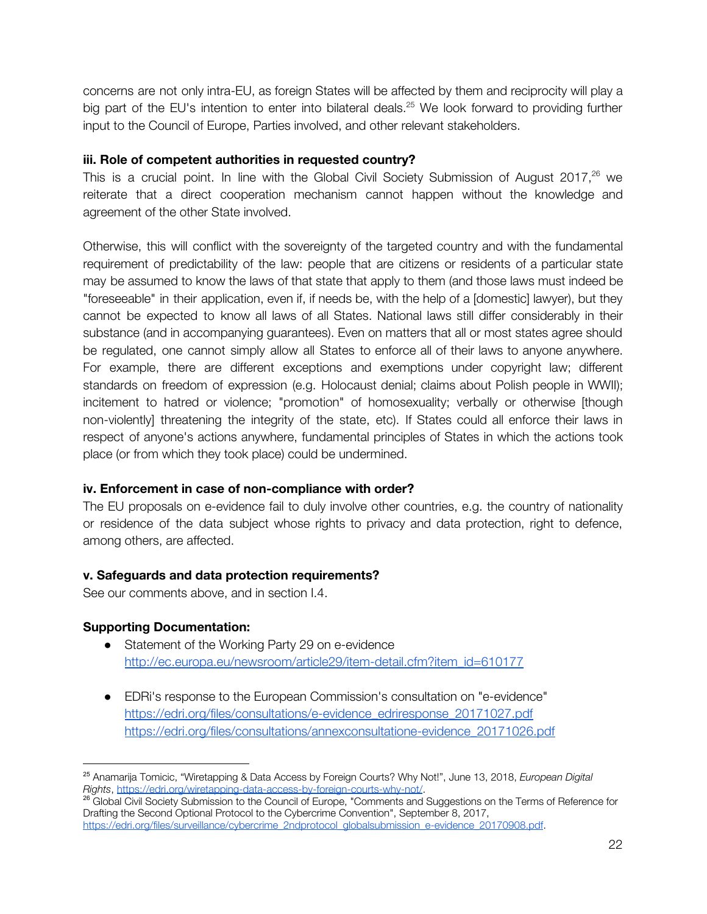concerns are not only intra-EU, as foreign States will be affected by them and reciprocity will play a big part of the EU's intention to enter into bilateral deals.[25] We look forward to providing further input to the Council of Europe, Parties involved, and other relevant stakeholders.

**iii. Role of competent authorities in requested country?**

This is a crucial point. In line with the Global Civil Society Submission of August 2017,[26] we reiterate that a direct cooperation mechanism cannot happen without the knowledge and agreement of the other State involved.

Otherwise, this will conflict with the sovereignty of the targeted country and with the fundamental requirement of predictability of the law: people that are citizens or residents of a particular state may be assumed to know the laws of that state that apply to them (and those laws must indeed be "foreseeable" in their application, even if, if needs be, with the help of a [domestic] lawyer), but they cannot be expected to know all laws of all States. National laws still differ considerably in their substance (and in accompanying guarantees). Even on matters that all or most states agree should be regulated, one cannot simply allow all States to enforce all of their laws to anyone anywhere. For example, there are different exceptions and exemptions under copyright law; different standards on freedom of expression (e.g. Holocaust denial; claims about Polish people in WWII); incitement to hatred or violence; "promotion" of homosexuality; verbally or otherwise [though non-violently] threatening the integrity of the state, etc). If States could all enforce their laws in respect of anyone's actions anywhere, fundamental principles of States in which the actions took place (or from which they took place) could be undermined.

**iv. Enforcement in case of non-compliance with order?**

The EU proposals on e-evidence fail to duly involve other countries, e.g. the country of nationality or residence of the data subject whose rights to privacy and data protection, right to defence, among others, are affected.

**v. Safeguards and data protection requirements?**

See our comments above, and in section I.4.

**Supporting Documentation:**

- Statement of the Working Party 29 on e-evidence
  http://ec.europa.eu/newsroom/article29/item-detail.cfm?item_id=610177
- EDRi's response to the European Commission's consultation on "e-evidence"
  https://edri.org/files/consultations/e-evidence_edriresponse_20171027.pdf
  https://edri.org/files/consultations/annexconsultatione-evidence_20171026.pdf

---

[25] Anamarija Tomicic, "Wiretapping & Data Access by Foreign Courts? Why Not!", June 13, 2018, *European Digital Rights*, https://edri.org/wiretapping-data-access-by-foreign-courts-why-not/.

[26] Global Civil Society Submission to the Council of Europe, "Comments and Suggestions on the Terms of Reference for Drafting the Second Optional Protocol to the Cybercrime Convention", September 8, 2017, https://edri.org/files/surveillance/cybercrime_2ndprotocol_globalsubmission_e-evidence_20170908.pdf.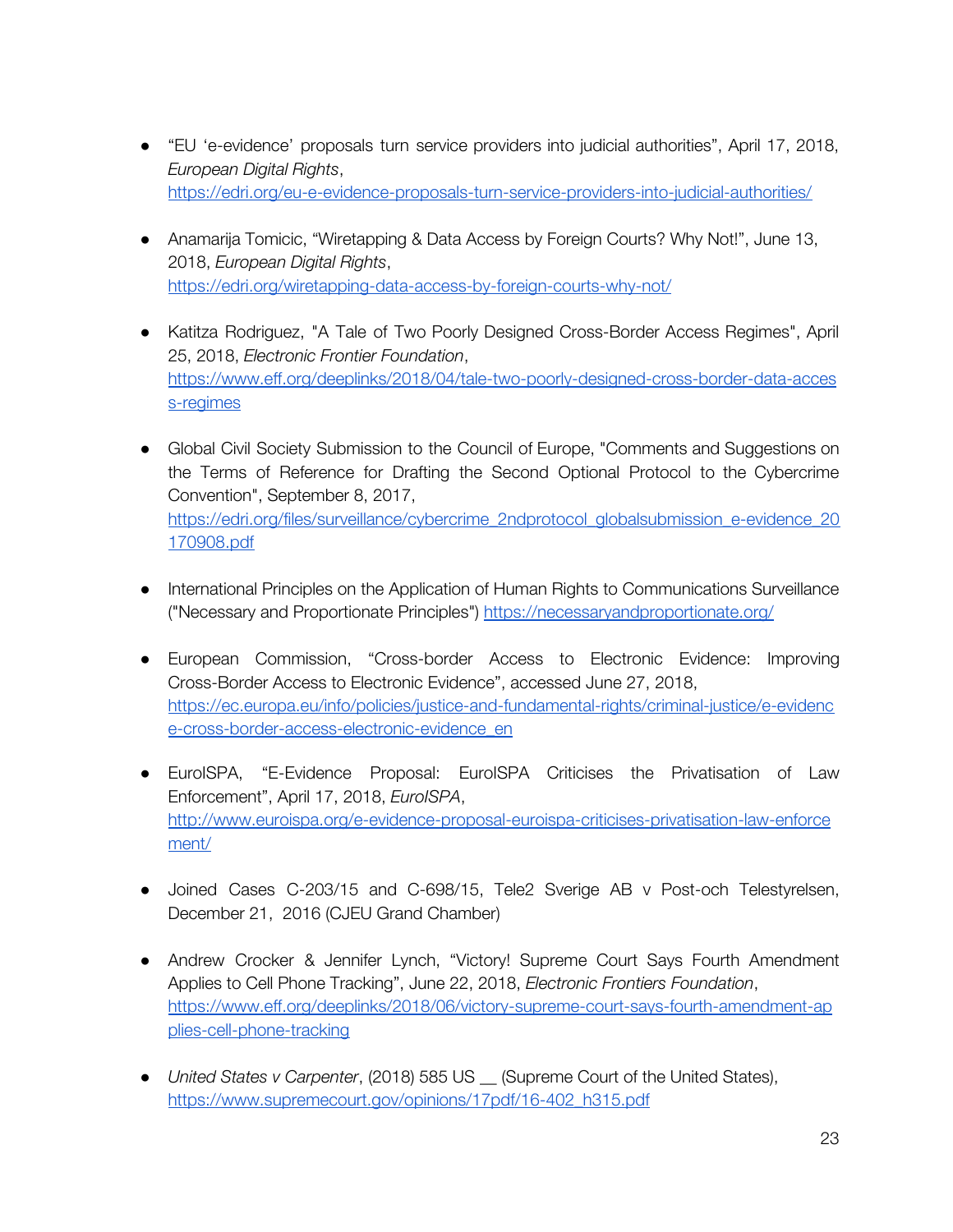- "EU 'e-evidence' proposals turn service providers into judicial authorities", April 17, 2018, *European Digital Rights*, https://edri.org/eu-e-evidence-proposals-turn-service-providers-into-judicial-authorities/

- Anamarija Tomicic, "Wiretapping & Data Access by Foreign Courts? Why Not!", June 13, 2018, *European Digital Rights*, https://edri.org/wiretapping-data-access-by-foreign-courts-why-not/

- Katitza Rodriguez, "A Tale of Two Poorly Designed Cross-Border Access Regimes", April 25, 2018, *Electronic Frontier Foundation*, https://www.eff.org/deeplinks/2018/04/tale-two-poorly-designed-cross-border-data-access-regimes

- Global Civil Society Submission to the Council of Europe, "Comments and Suggestions on the Terms of Reference for Drafting the Second Optional Protocol to the Cybercrime Convention", September 8, 2017, https://edri.org/files/surveillance/cybercrime_2ndprotocol_globalsubmission_e-evidence_20170908.pdf

- International Principles on the Application of Human Rights to Communications Surveillance ("Necessary and Proportionate Principles") https://necessaryandproportionate.org/

- European Commission, "Cross-border Access to Electronic Evidence: Improving Cross-Border Access to Electronic Evidence", accessed June 27, 2018, https://ec.europa.eu/info/policies/justice-and-fundamental-rights/criminal-justice/e-evidence-cross-border-access-electronic-evidence_en

- EuroISPA, "E-Evidence Proposal: EuroISPA Criticises the Privatisation of Law Enforcement", April 17, 2018, *EuroISPA*, http://www.euroispa.org/e-evidence-proposal-euroispa-criticises-privatisation-law-enforcement/

- Joined Cases C-203/15 and C-698/15, Tele2 Sverige AB v Post-och Telestyrelsen, December 21, 2016 (CJEU Grand Chamber)

- Andrew Crocker & Jennifer Lynch, "Victory! Supreme Court Says Fourth Amendment Applies to Cell Phone Tracking", June 22, 2018, *Electronic Frontiers Foundation*, https://www.eff.org/deeplinks/2018/06/victory-supreme-court-says-fourth-amendment-applies-cell-phone-tracking

- *United States v Carpenter*, (2018) 585 US __ (Supreme Court of the United States), https://www.supremecourt.gov/opinions/17pdf/16-402_h315.pdf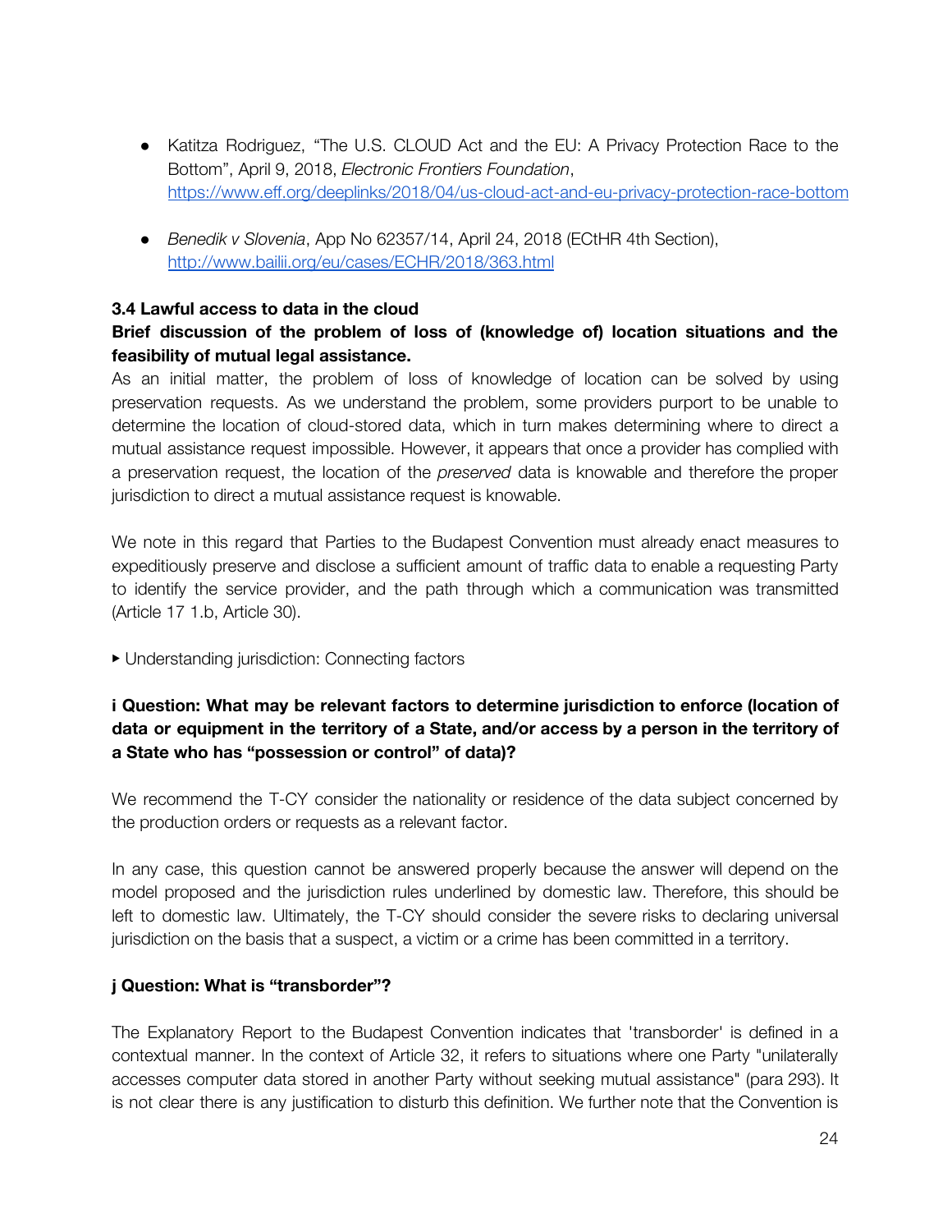- Katitza Rodriguez, "The U.S. CLOUD Act and the EU: A Privacy Protection Race to the Bottom", April 9, 2018, *Electronic Frontiers Foundation*, https://www.eff.org/deeplinks/2018/04/us-cloud-act-and-eu-privacy-protection-race-bottom

- *Benedik v Slovenia*, App No 62357/14, April 24, 2018 (ECtHR 4th Section), http://www.bailii.org/eu/cases/ECHR/2018/363.html

### 3.4 Lawful access to data in the cloud

**Brief discussion of the problem of loss of (knowledge of) location situations and the feasibility of mutual legal assistance.**

As an initial matter, the problem of loss of knowledge of location can be solved by using preservation requests. As we understand the problem, some providers purport to be unable to determine the location of cloud-stored data, which in turn makes determining where to direct a mutual assistance request impossible. However, it appears that once a provider has complied with a preservation request, the location of the *preserved* data is knowable and therefore the proper jurisdiction to direct a mutual assistance request is knowable.

We note in this regard that Parties to the Budapest Convention must already enact measures to expeditiously preserve and disclose a sufficient amount of traffic data to enable a requesting Party to identify the service provider, and the path through which a communication was transmitted (Article 17 1.b, Article 30).

▸ Understanding jurisdiction: Connecting factors

#### i Question: What may be relevant factors to determine jurisdiction to enforce (location of data or equipment in the territory of a State, and/or access by a person in the territory of a State who has "possession or control" of data)?

We recommend the T-CY consider the nationality or residence of the data subject concerned by the production orders or requests as a relevant factor.

In any case, this question cannot be answered properly because the answer will depend on the model proposed and the jurisdiction rules underlined by domestic law. Therefore, this should be left to domestic law. Ultimately, the T-CY should consider the severe risks to declaring universal jurisdiction on the basis that a suspect, a victim or a crime has been committed in a territory.

#### j Question: What is "transborder"?

The Explanatory Report to the Budapest Convention indicates that 'transborder' is defined in a contextual manner. In the context of Article 32, it refers to situations where one Party "unilaterally accesses computer data stored in another Party without seeking mutual assistance" (para 293). It is not clear there is any justification to disturb this definition. We further note that the Convention is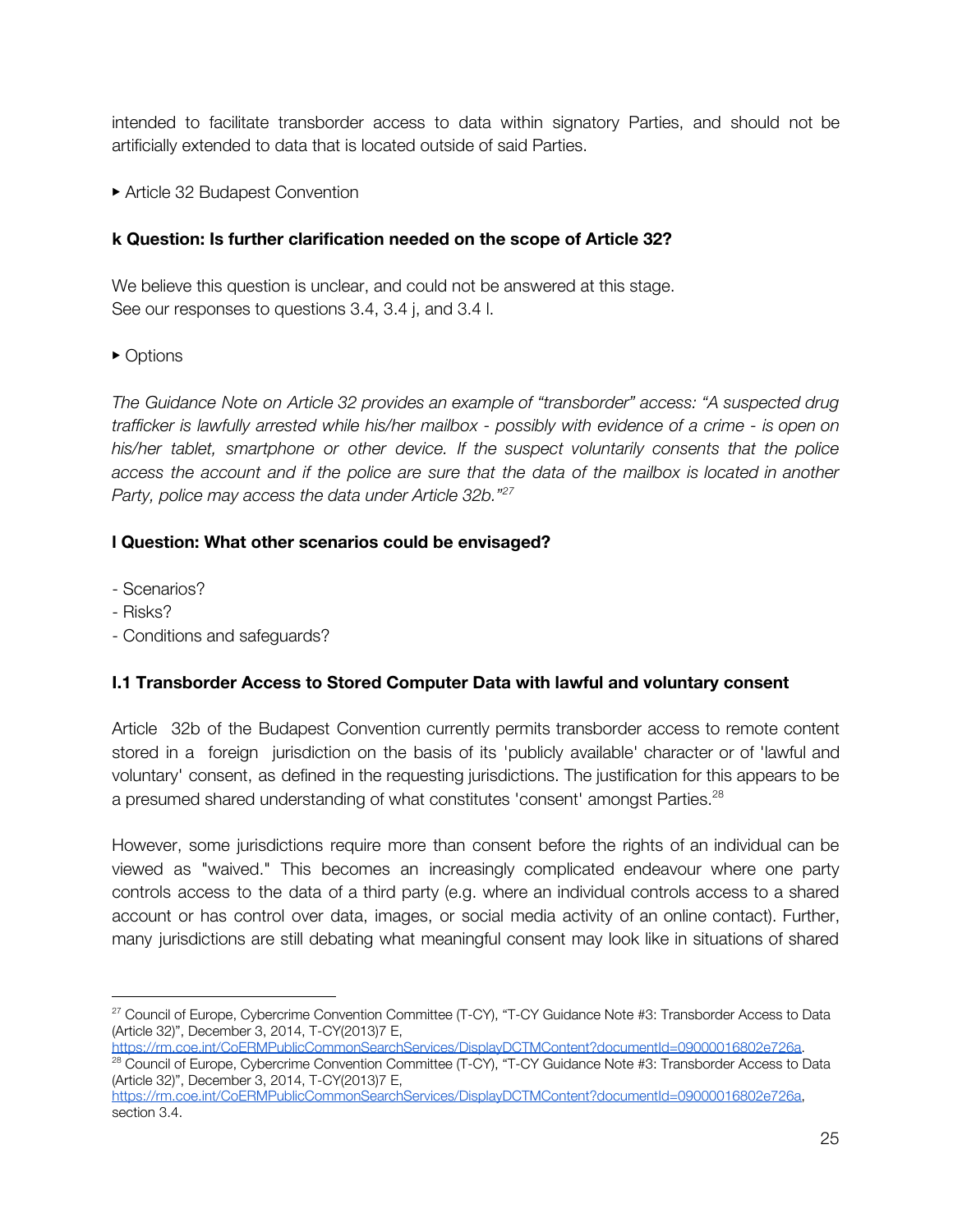intended to facilitate transborder access to data within signatory Parties, and should not be artificially extended to data that is located outside of said Parties.

▸ Article 32 Budapest Convention

**k Question: Is further clarification needed on the scope of Article 32?**

We believe this question is unclear, and could not be answered at this stage.
See our responses to questions 3.4, 3.4 j, and 3.4 l.

▸ Options

*The Guidance Note on Article 32 provides an example of "transborder" access: "A suspected drug trafficker is lawfully arrested while his/her mailbox - possibly with evidence of a crime - is open on his/her tablet, smartphone or other device. If the suspect voluntarily consents that the police access the account and if the police are sure that the data of the mailbox is located in another Party, police may access the data under Article 32b."*[27]

**l Question: What other scenarios could be envisaged?**

- Scenarios?
- Risks?
- Conditions and safeguards?

**l.1 Transborder Access to Stored Computer Data with lawful and voluntary consent**

Article 32b of the Budapest Convention currently permits transborder access to remote content stored in a foreign jurisdiction on the basis of its 'publicly available' character or of 'lawful and voluntary' consent, as defined in the requesting jurisdictions. The justification for this appears to be a presumed shared understanding of what constitutes 'consent' amongst Parties.[28]

However, some jurisdictions require more than consent before the rights of an individual can be viewed as "waived." This becomes an increasingly complicated endeavour where one party controls access to the data of a third party (e.g. where an individual controls access to a shared account or has control over data, images, or social media activity of an online contact). Further, many jurisdictions are still debating what meaningful consent may look like in situations of shared

---

[27] Council of Europe, Cybercrime Convention Committee (T-CY), "T-CY Guidance Note #3: Transborder Access to Data (Article 32)", December 3, 2014, T-CY(2013)7 E, https://rm.coe.int/CoERMPublicCommonSearchServices/DisplayDCTMContent?documentId=09000016802e726a.

[28] Council of Europe, Cybercrime Convention Committee (T-CY), "T-CY Guidance Note #3: Transborder Access to Data (Article 32)", December 3, 2014, T-CY(2013)7 E, https://rm.coe.int/CoERMPublicCommonSearchServices/DisplayDCTMContent?documentId=09000016802e726a, section 3.4.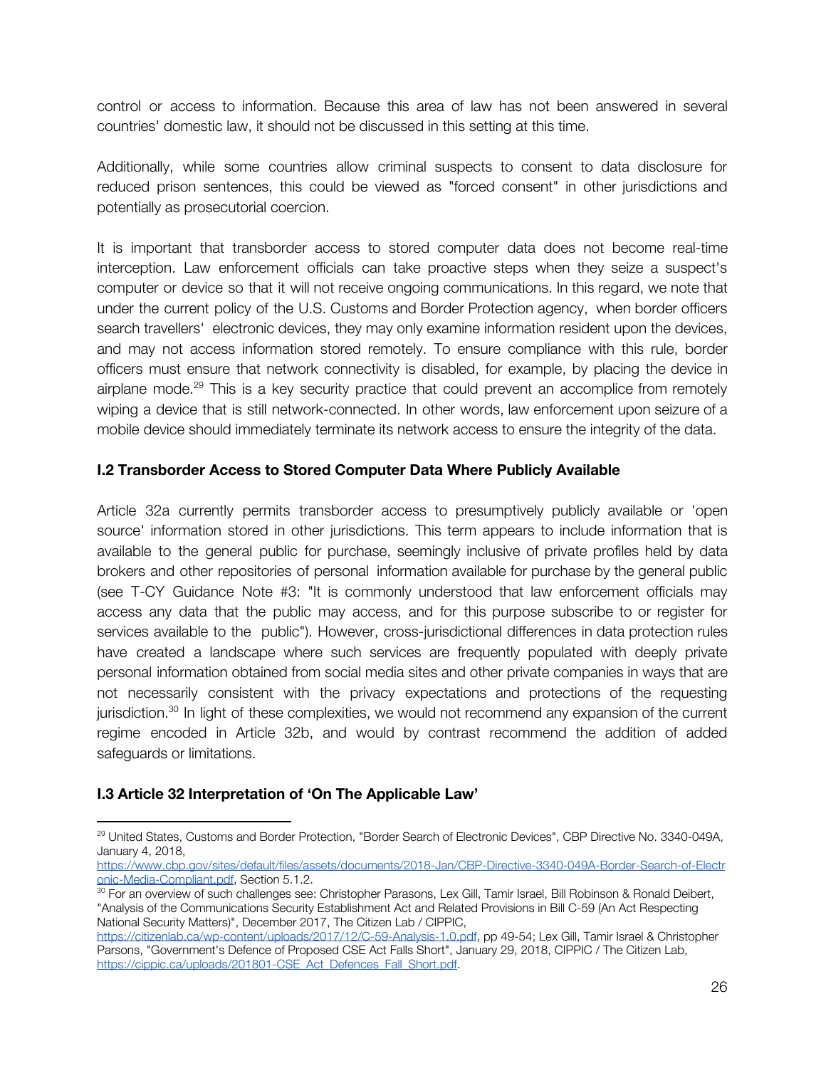control or access to information. Because this area of law has not been answered in several countries' domestic law, it should not be discussed in this setting at this time.

Additionally, while some countries allow criminal suspects to consent to data disclosure for reduced prison sentences, this could be viewed as "forced consent" in other jurisdictions and potentially as prosecutorial coercion.

It is important that transborder access to stored computer data does not become real-time interception. Law enforcement officials can take proactive steps when they seize a suspect's computer or device so that it will not receive ongoing communications. In this regard, we note that under the current policy of the U.S. Customs and Border Protection agency, when border officers search travellers' electronic devices, they may only examine information resident upon the devices, and may not access information stored remotely. To ensure compliance with this rule, border officers must ensure that network connectivity is disabled, for example, by placing the device in airplane mode.[29] This is a key security practice that could prevent an accomplice from remotely wiping a device that is still network-connected. In other words, law enforcement upon seizure of a mobile device should immediately terminate its network access to ensure the integrity of the data.

### I.2 Transborder Access to Stored Computer Data Where Publicly Available

Article 32a currently permits transborder access to presumptively publicly available or 'open source' information stored in other jurisdictions. This term appears to include information that is available to the general public for purchase, seemingly inclusive of private profiles held by data brokers and other repositories of personal information available for purchase by the general public (see T-CY Guidance Note #3: "It is commonly understood that law enforcement officials may access any data that the public may access, and for this purpose subscribe to or register for services available to the public"). However, cross-jurisdictional differences in data protection rules have created a landscape where such services are frequently populated with deeply private personal information obtained from social media sites and other private companies in ways that are not necessarily consistent with the privacy expectations and protections of the requesting jurisdiction.[30] In light of these complexities, we would not recommend any expansion of the current regime encoded in Article 32b, and would by contrast recommend the addition of added safeguards or limitations.

### I.3 Article 32 Interpretation of 'On The Applicable Law'

---

[29] United States, Customs and Border Protection, "Border Search of Electronic Devices", CBP Directive No. 3340-049A, January 4, 2018, https://www.cbp.gov/sites/default/files/assets/documents/2018-Jan/CBP-Directive-3340-049A-Border-Search-of-Electronic-Media-Compliant.pdf, Section 5.1.2.

[30] For an overview of such challenges see: Christopher Parasons, Lex Gill, Tamir Israel, Bill Robinson & Ronald Deibert, "Analysis of the Communications Security Establishment Act and Related Provisions in Bill C-59 (An Act Respecting National Security Matters)", December 2017, The Citizen Lab / CIPPIC, https://citizenlab.ca/wp-content/uploads/2017/12/C-59-Analysis-1.0.pdf, pp 49-54; Lex Gill, Tamir Israel & Christopher Parsons, "Government's Defence of Proposed CSE Act Falls Short", January 29, 2018, CIPPIC / The Citizen Lab, https://cippic.ca/uploads/201801-CSE_Act_Defences_Fall_Short.pdf.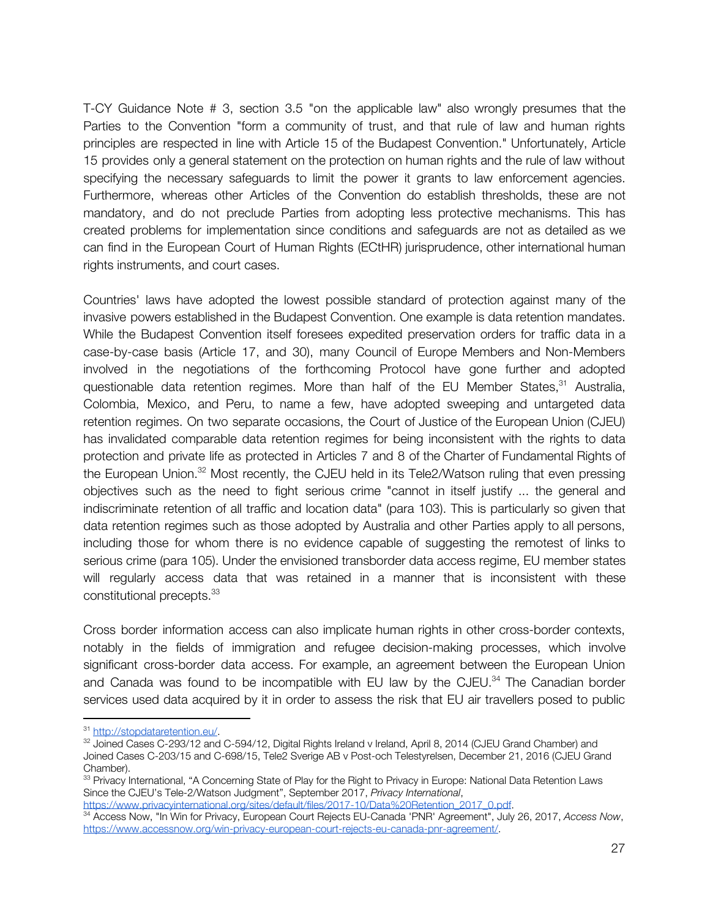T-CY Guidance Note # 3, section 3.5 "on the applicable law" also wrongly presumes that the Parties to the Convention "form a community of trust, and that rule of law and human rights principles are respected in line with Article 15 of the Budapest Convention." Unfortunately, Article 15 provides only a general statement on the protection on human rights and the rule of law without specifying the necessary safeguards to limit the power it grants to law enforcement agencies. Furthermore, whereas other Articles of the Convention do establish thresholds, these are not mandatory, and do not preclude Parties from adopting less protective mechanisms. This has created problems for implementation since conditions and safeguards are not as detailed as we can find in the European Court of Human Rights (ECtHR) jurisprudence, other international human rights instruments, and court cases.

Countries' laws have adopted the lowest possible standard of protection against many of the invasive powers established in the Budapest Convention. One example is data retention mandates. While the Budapest Convention itself foresees expedited preservation orders for traffic data in a case-by-case basis (Article 17, and 30), many Council of Europe Members and Non-Members involved in the negotiations of the forthcoming Protocol have gone further and adopted questionable data retention regimes. More than half of the EU Member States,[31] Australia, Colombia, Mexico, and Peru, to name a few, have adopted sweeping and untargeted data retention regimes. On two separate occasions, the Court of Justice of the European Union (CJEU) has invalidated comparable data retention regimes for being inconsistent with the rights to data protection and private life as protected in Articles 7 and 8 of the Charter of Fundamental Rights of the European Union.[32] Most recently, the CJEU held in its Tele2/Watson ruling that even pressing objectives such as the need to fight serious crime "cannot in itself justify ... the general and indiscriminate retention of all traffic and location data" (para 103). This is particularly so given that data retention regimes such as those adopted by Australia and other Parties apply to all persons, including those for whom there is no evidence capable of suggesting the remotest of links to serious crime (para 105). Under the envisioned transborder data access regime, EU member states will regularly access data that was retained in a manner that is inconsistent with these constitutional precepts.[33]

Cross border information access can also implicate human rights in other cross-border contexts, notably in the fields of immigration and refugee decision-making processes, which involve significant cross-border data access. For example, an agreement between the European Union and Canada was found to be incompatible with EU law by the CJEU.[34] The Canadian border services used data acquired by it in order to assess the risk that EU air travellers posed to public

---

[31] http://stopdataretention.eu/.

[32] Joined Cases C-293/12 and C-594/12, Digital Rights Ireland v Ireland, April 8, 2014 (CJEU Grand Chamber) and Joined Cases C-203/15 and C-698/15, Tele2 Sverige AB v Post-och Telestyrelsen, December 21, 2016 (CJEU Grand Chamber).

[33] Privacy International, "A Concerning State of Play for the Right to Privacy in Europe: National Data Retention Laws Since the CJEU's Tele-2/Watson Judgment", September 2017, *Privacy International*, https://www.privacyinternational.org/sites/default/files/2017-10/Data%20Retention_2017_0.pdf.

[34] Access Now, "In Win for Privacy, European Court Rejects EU-Canada 'PNR' Agreement", July 26, 2017, *Access Now*, https://www.accessnow.org/win-privacy-european-court-rejects-eu-canada-pnr-agreement/.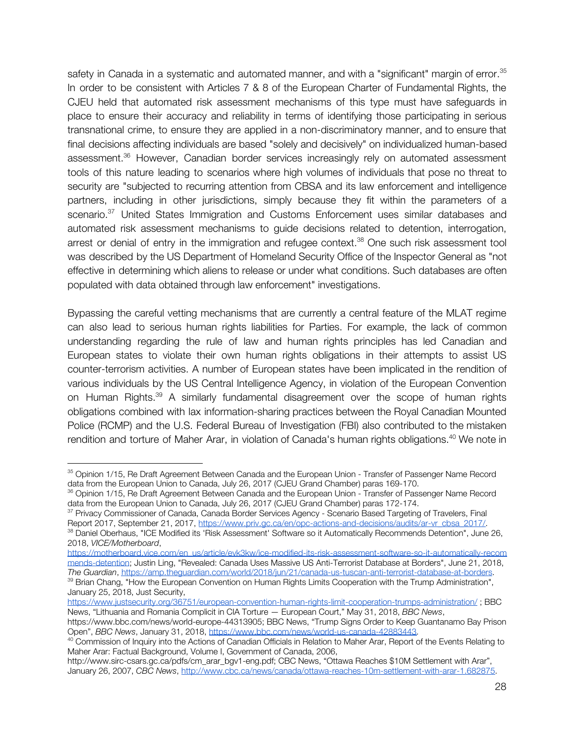safety in Canada in a systematic and automated manner, and with a "significant" margin of error.[35] In order to be consistent with Articles 7 & 8 of the European Charter of Fundamental Rights, the CJEU held that automated risk assessment mechanisms of this type must have safeguards in place to ensure their accuracy and reliability in terms of identifying those participating in serious transnational crime, to ensure they are applied in a non-discriminatory manner, and to ensure that final decisions affecting individuals are based "solely and decisively" on individualized human-based assessment.[36] However, Canadian border services increasingly rely on automated assessment tools of this nature leading to scenarios where high volumes of individuals that pose no threat to security are "subjected to recurring attention from CBSA and its law enforcement and intelligence partners, including in other jurisdictions, simply because they fit within the parameters of a scenario.[37] United States Immigration and Customs Enforcement uses similar databases and automated risk assessment mechanisms to guide decisions related to detention, interrogation, arrest or denial of entry in the immigration and refugee context.[38] One such risk assessment tool was described by the US Department of Homeland Security Office of the Inspector General as "not effective in determining which aliens to release or under what conditions. Such databases are often populated with data obtained through law enforcement" investigations.

Bypassing the careful vetting mechanisms that are currently a central feature of the MLAT regime can also lead to serious human rights liabilities for Parties. For example, the lack of common understanding regarding the rule of law and human rights principles has led Canadian and European states to violate their own human rights obligations in their attempts to assist US counter-terrorism activities. A number of European states have been implicated in the rendition of various individuals by the US Central Intelligence Agency, in violation of the European Convention on Human Rights.[39] A similarly fundamental disagreement over the scope of human rights obligations combined with lax information-sharing practices between the Royal Canadian Mounted Police (RCMP) and the U.S. Federal Bureau of Investigation (FBI) also contributed to the mistaken rendition and torture of Maher Arar, in violation of Canada's human rights obligations.[40] We note in

---

[35] Opinion 1/15, Re Draft Agreement Between Canada and the European Union - Transfer of Passenger Name Record data from the European Union to Canada, July 26, 2017 (CJEU Grand Chamber) paras 169-170.

[36] Opinion 1/15, Re Draft Agreement Between Canada and the European Union - Transfer of Passenger Name Record data from the European Union to Canada, July 26, 2017 (CJEU Grand Chamber) paras 172-174.

[37] Privacy Commissioner of Canada, Canada Border Services Agency - Scenario Based Targeting of Travelers, Final Report 2017, September 21, 2017, https://www.priv.gc.ca/en/opc-actions-and-decisions/audits/ar-vr_cbsa_2017/.

[38] Daniel Oberhaus, "ICE Modified its 'Risk Assessment' Software so it Automatically Recommends Detention", June 26, 2018, *VICE/Motherboard*, https://motherboard.vice.com/en_us/article/evk3kw/ice-modified-its-risk-assessment-software-so-it-automatically-recommends-detention; Justin Ling, "Revealed: Canada Uses Massive US Anti-Terrorist Database at Borders", June 21, 2018, *The Guardian*, https://amp.theguardian.com/world/2018/jun/21/canada-us-tuscan-anti-terrorist-database-at-borders.

[39] Brian Chang, "How the European Convention on Human Rights Limits Cooperation with the Trump Administration", January 25, 2018, Just Security, https://www.justsecurity.org/36751/european-convention-human-rights-limit-cooperation-trumps-administration/ ; BBC News, "Lithuania and Romania Complicit in CIA Torture — European Court," May 31, 2018, *BBC News*, https://www.bbc.com/news/world-europe-44313905; BBC News, "Trump Signs Order to Keep Guantanamo Bay Prison Open", *BBC News*, January 31, 2018, https://www.bbc.com/news/world-us-canada-42883443.

[40] Commission of Inquiry into the Actions of Canadian Officials in Relation to Maher Arar, Report of the Events Relating to Maher Arar: Factual Background, Volume I, Government of Canada, 2006, http://www.sirc-csars.gc.ca/pdfs/cm_arar_bgv1-eng.pdf; CBC News, "Ottawa Reaches $10M Settlement with Arar", January 26, 2007, *CBC News*, http://www.cbc.ca/news/canada/ottawa-reaches-10m-settlement-with-arar-1.682875.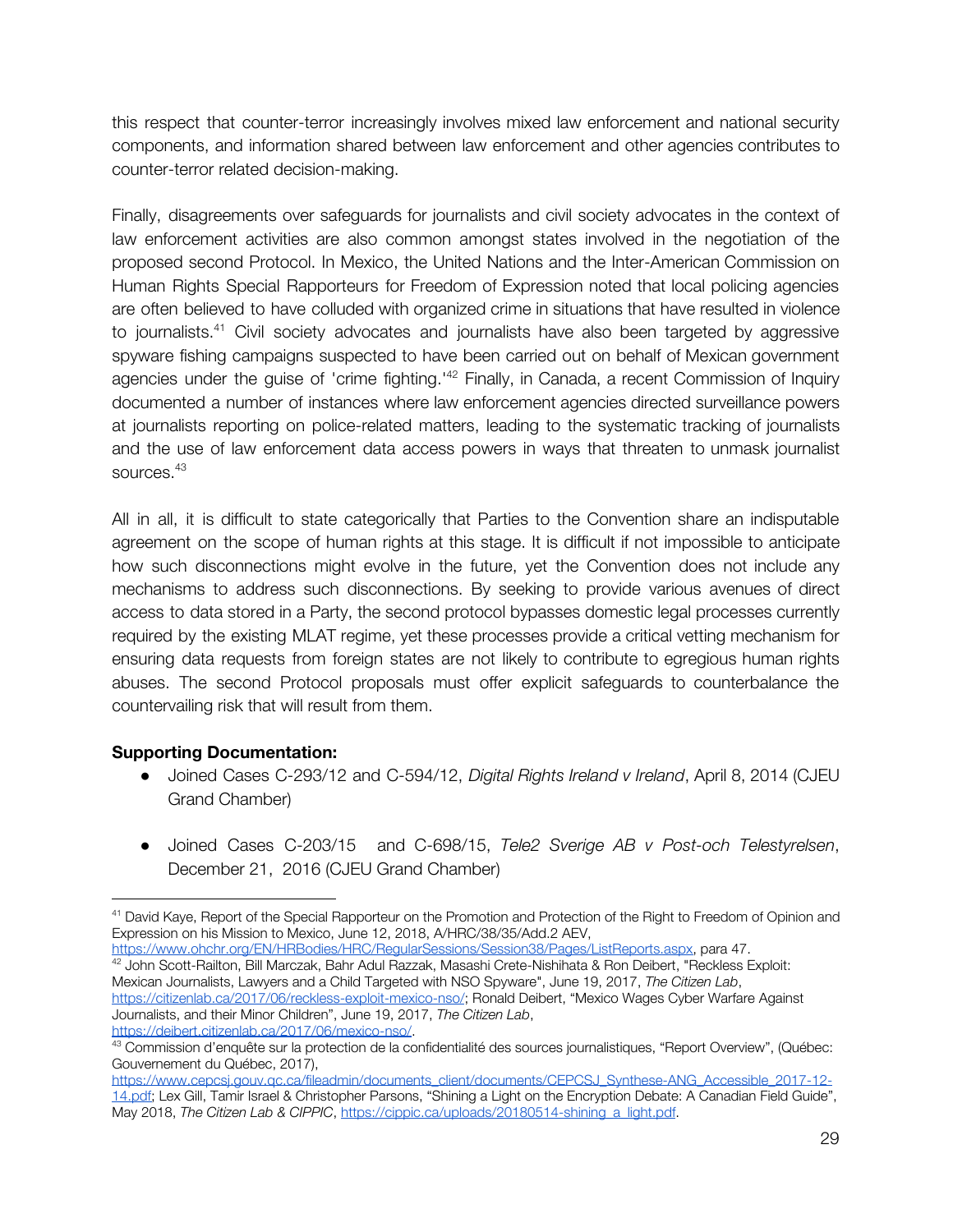this respect that counter-terror increasingly involves mixed law enforcement and national security components, and information shared between law enforcement and other agencies contributes to counter-terror related decision-making.

Finally, disagreements over safeguards for journalists and civil society advocates in the context of law enforcement activities are also common amongst states involved in the negotiation of the proposed second Protocol. In Mexico, the United Nations and the Inter-American Commission on Human Rights Special Rapporteurs for Freedom of Expression noted that local policing agencies are often believed to have colluded with organized crime in situations that have resulted in violence to journalists.[41] Civil society advocates and journalists have also been targeted by aggressive spyware fishing campaigns suspected to have been carried out on behalf of Mexican government agencies under the guise of 'crime fighting.'[42] Finally, in Canada, a recent Commission of Inquiry documented a number of instances where law enforcement agencies directed surveillance powers at journalists reporting on police-related matters, leading to the systematic tracking of journalists and the use of law enforcement data access powers in ways that threaten to unmask journalist sources.[43]

All in all, it is difficult to state categorically that Parties to the Convention share an indisputable agreement on the scope of human rights at this stage. It is difficult if not impossible to anticipate how such disconnections might evolve in the future, yet the Convention does not include any mechanisms to address such disconnections. By seeking to provide various avenues of direct access to data stored in a Party, the second protocol bypasses domestic legal processes currently required by the existing MLAT regime, yet these processes provide a critical vetting mechanism for ensuring data requests from foreign states are not likely to contribute to egregious human rights abuses. The second Protocol proposals must offer explicit safeguards to counterbalance the countervailing risk that will result from them.

**Supporting Documentation:**

- Joined Cases C-293/12 and C-594/12, *Digital Rights Ireland v Ireland*, April 8, 2014 (CJEU Grand Chamber)
- Joined Cases C-203/15 and C-698/15, *Tele2 Sverige AB v Post-och Telestyrelsen*, December 21, 2016 (CJEU Grand Chamber)

---

[41] David Kaye, Report of the Special Rapporteur on the Promotion and Protection of the Right to Freedom of Opinion and Expression on his Mission to Mexico, June 12, 2018, A/HRC/38/35/Add.2 AEV, https://www.ohchr.org/EN/HRBodies/HRC/RegularSessions/Session38/Pages/ListReports.aspx, para 47.

[42] John Scott-Railton, Bill Marczak, Bahr Adul Razzak, Masashi Crete-Nishihata & Ron Deibert, "Reckless Exploit: Mexican Journalists, Lawyers and a Child Targeted with NSO Spyware", June 19, 2017, *The Citizen Lab*, https://citizenlab.ca/2017/06/reckless-exploit-mexico-nso/; Ronald Deibert, "Mexico Wages Cyber Warfare Against Journalists, and their Minor Children", June 19, 2017, *The Citizen Lab*, https://deibert.citizenlab.ca/2017/06/mexico-nso/.

[43] Commission d'enquête sur la protection de la confidentialité des sources journalistiques, "Report Overview", (Québec: Gouvernement du Québec, 2017), https://www.cepcsj.gouv.qc.ca/fileadmin/documents_client/documents/CEPCSJ_Synthese-ANG_Accessible_2017-12-14.pdf; Lex Gill, Tamir Israel & Christopher Parsons, "Shining a Light on the Encryption Debate: A Canadian Field Guide", May 2018, *The Citizen Lab & CIPPIC*, https://cippic.ca/uploads/20180514-shining_a_light.pdf.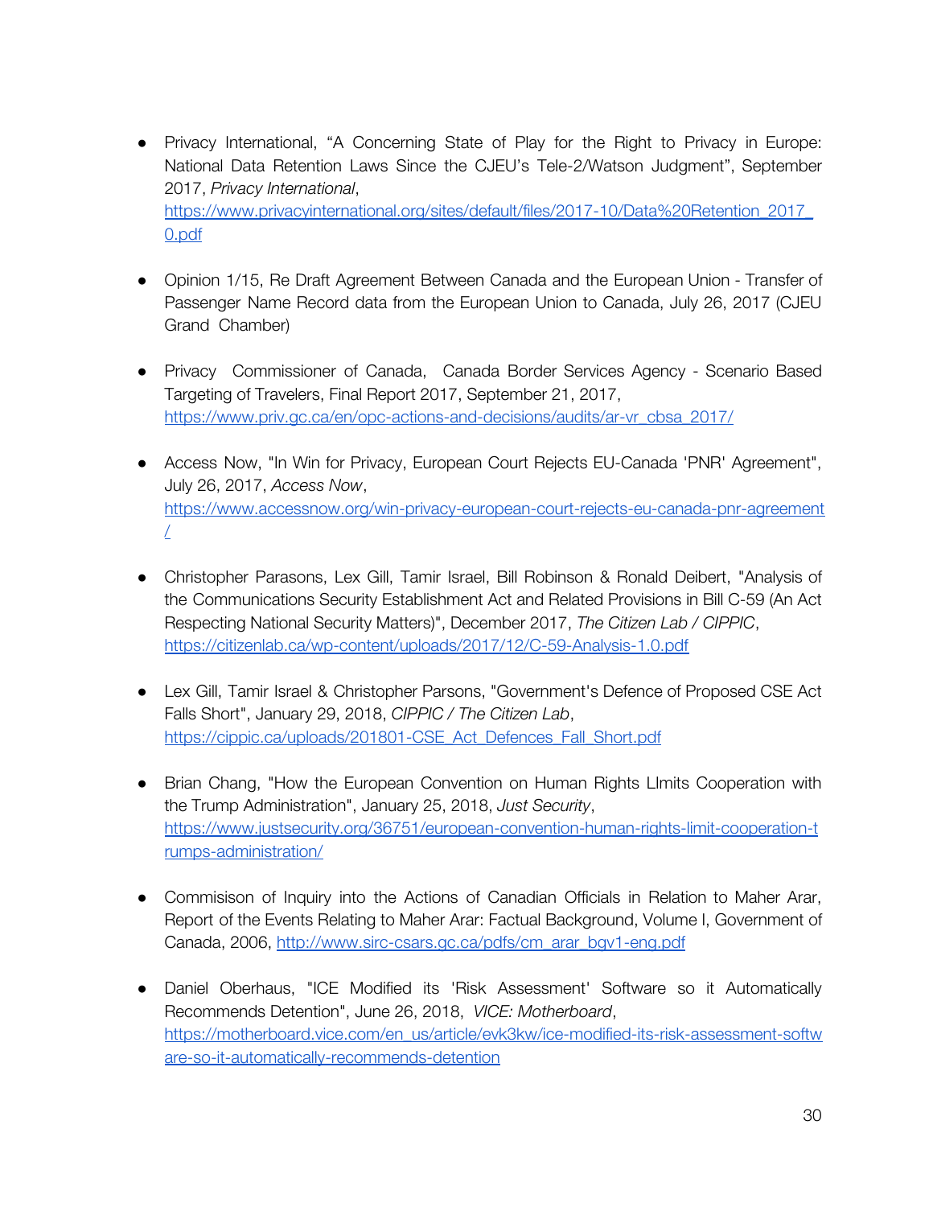- Privacy International, "A Concerning State of Play for the Right to Privacy in Europe: National Data Retention Laws Since the CJEU's Tele-2/Watson Judgment", September 2017, *Privacy International*, https://www.privacyinternational.org/sites/default/files/2017-10/Data%20Retention_2017_0.pdf

- Opinion 1/15, Re Draft Agreement Between Canada and the European Union - Transfer of Passenger Name Record data from the European Union to Canada, July 26, 2017 (CJEU Grand Chamber)

- Privacy Commissioner of Canada, Canada Border Services Agency - Scenario Based Targeting of Travelers, Final Report 2017, September 21, 2017, https://www.priv.gc.ca/en/opc-actions-and-decisions/audits/ar-vr_cbsa_2017/

- Access Now, "In Win for Privacy, European Court Rejects EU-Canada 'PNR' Agreement", July 26, 2017, *Access Now*, https://www.accessnow.org/win-privacy-european-court-rejects-eu-canada-pnr-agreement/

- Christopher Parasons, Lex Gill, Tamir Israel, Bill Robinson & Ronald Deibert, "Analysis of the Communications Security Establishment Act and Related Provisions in Bill C-59 (An Act Respecting National Security Matters)", December 2017, *The Citizen Lab / CIPPIC*, https://citizenlab.ca/wp-content/uploads/2017/12/C-59-Analysis-1.0.pdf

- Lex Gill, Tamir Israel & Christopher Parsons, "Government's Defence of Proposed CSE Act Falls Short", January 29, 2018, *CIPPIC / The Citizen Lab*, https://cippic.ca/uploads/201801-CSE_Act_Defences_Fall_Short.pdf

- Brian Chang, "How the European Convention on Human Rights LImits Cooperation with the Trump Administration", January 25, 2018, *Just Security*, https://www.justsecurity.org/36751/european-convention-human-rights-limit-cooperation-trumps-administration/

- Commisison of Inquiry into the Actions of Canadian Officials in Relation to Maher Arar, Report of the Events Relating to Maher Arar: Factual Background, Volume I, Government of Canada, 2006, http://www.sirc-csars.gc.ca/pdfs/cm_arar_bgv1-eng.pdf

- Daniel Oberhaus, "ICE Modified its 'Risk Assessment' Software so it Automatically Recommends Detention", June 26, 2018, *VICE: Motherboard*, https://motherboard.vice.com/en_us/article/evk3kw/ice-modified-its-risk-assessment-software-so-it-automatically-recommends-detention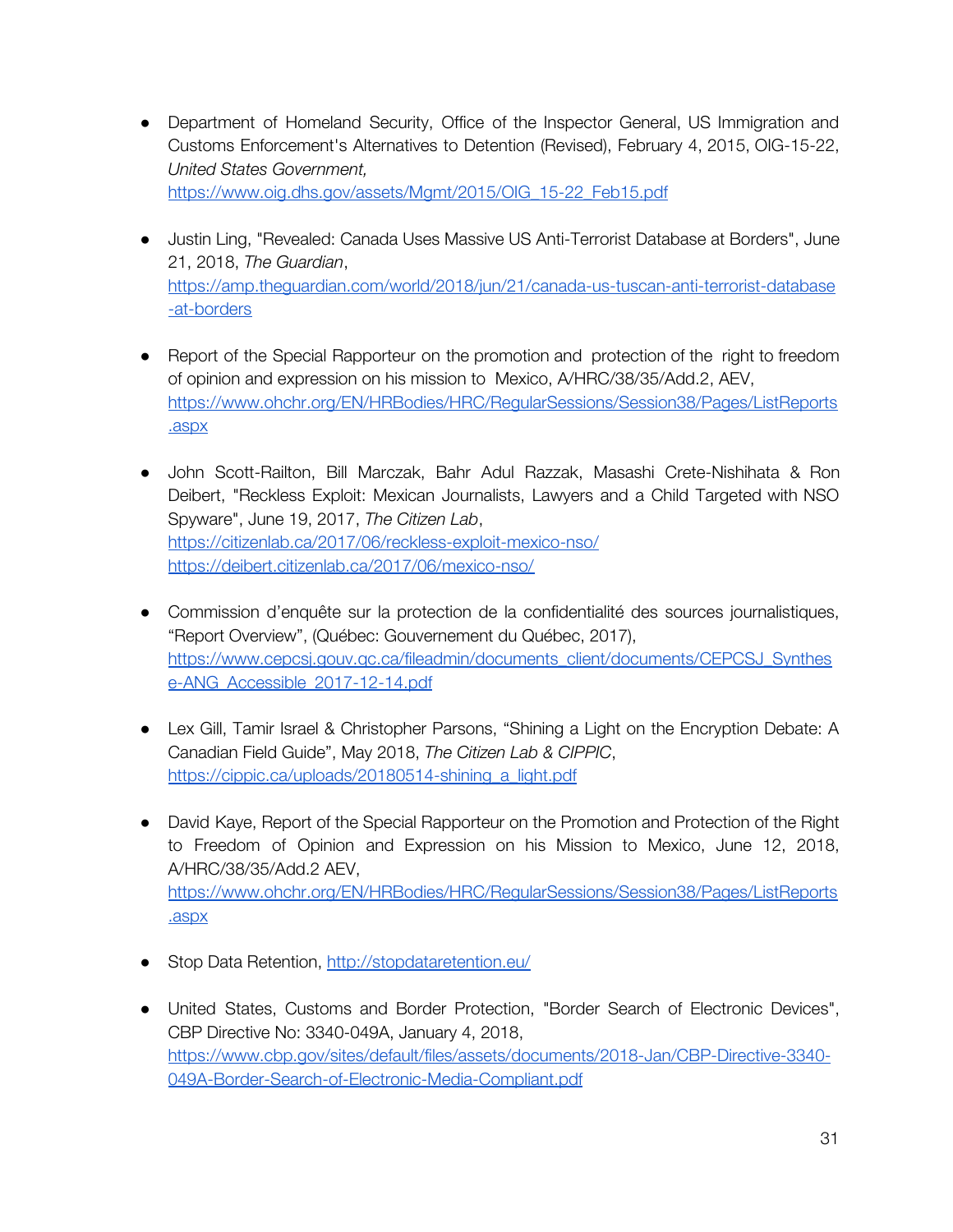- Department of Homeland Security, Office of the Inspector General, US Immigration and Customs Enforcement's Alternatives to Detention (Revised), February 4, 2015, OIG-15-22, *United States Government,* https://www.oig.dhs.gov/assets/Mgmt/2015/OIG_15-22_Feb15.pdf

- Justin Ling, "Revealed: Canada Uses Massive US Anti-Terrorist Database at Borders", June 21, 2018, *The Guardian*, https://amp.theguardian.com/world/2018/jun/21/canada-us-tuscan-anti-terrorist-database-at-borders

- Report of the Special Rapporteur on the promotion and protection of the right to freedom of opinion and expression on his mission to Mexico, A/HRC/38/35/Add.2, AEV, https://www.ohchr.org/EN/HRBodies/HRC/RegularSessions/Session38/Pages/ListReports.aspx

- John Scott-Railton, Bill Marczak, Bahr Adul Razzak, Masashi Crete-Nishihata & Ron Deibert, "Reckless Exploit: Mexican Journalists, Lawyers and a Child Targeted with NSO Spyware", June 19, 2017, *The Citizen Lab*, https://citizenlab.ca/2017/06/reckless-exploit-mexico-nso/ https://deibert.citizenlab.ca/2017/06/mexico-nso/

- Commission d'enquête sur la protection de la confidentialité des sources journalistiques, "Report Overview", (Québec: Gouvernement du Québec, 2017), https://www.cepcsj.gouv.qc.ca/fileadmin/documents_client/documents/CEPCSJ_Synthese-ANG_Accessible_2017-12-14.pdf

- Lex Gill, Tamir Israel & Christopher Parsons, "Shining a Light on the Encryption Debate: A Canadian Field Guide", May 2018, *The Citizen Lab & CIPPIC*, https://cippic.ca/uploads/20180514-shining_a_light.pdf

- David Kaye, Report of the Special Rapporteur on the Promotion and Protection of the Right to Freedom of Opinion and Expression on his Mission to Mexico, June 12, 2018, A/HRC/38/35/Add.2 AEV, https://www.ohchr.org/EN/HRBodies/HRC/RegularSessions/Session38/Pages/ListReports.aspx

- Stop Data Retention, http://stopdataretention.eu/

- United States, Customs and Border Protection, "Border Search of Electronic Devices", CBP Directive No: 3340-049A, January 4, 2018, https://www.cbp.gov/sites/default/files/assets/documents/2018-Jan/CBP-Directive-3340-049A-Border-Search-of-Electronic-Media-Compliant.pdf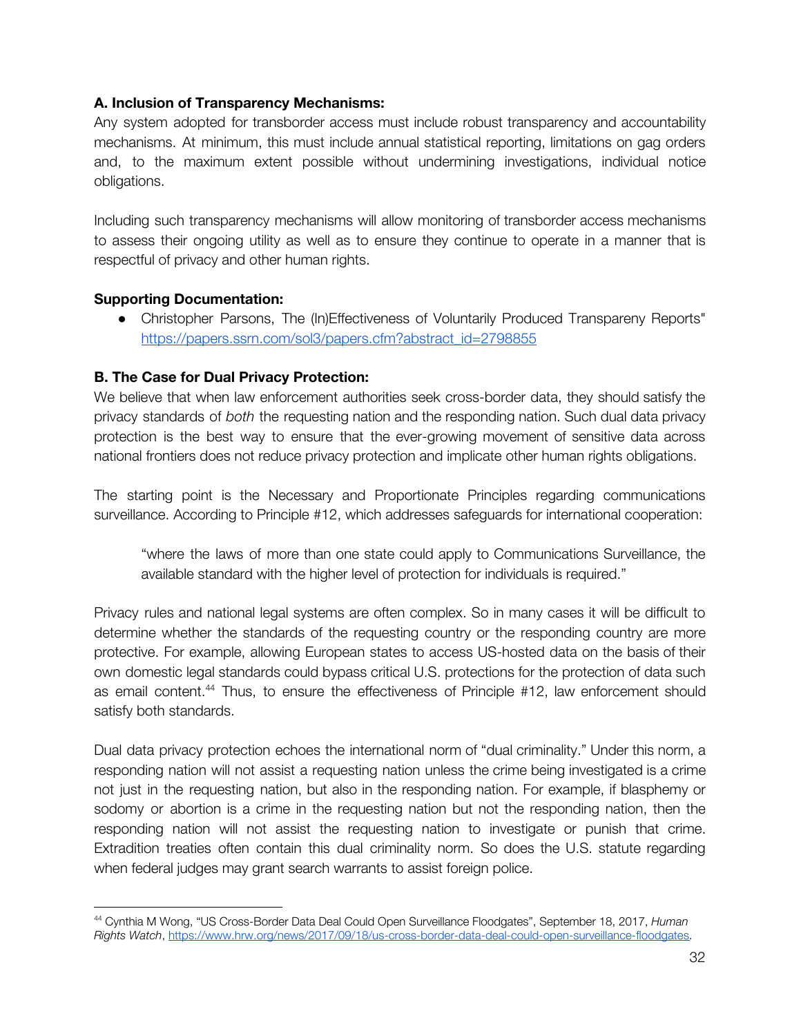**A. Inclusion of Transparency Mechanisms:**
Any system adopted for transborder access must include robust transparency and accountability mechanisms. At minimum, this must include annual statistical reporting, limitations on gag orders and, to the maximum extent possible without undermining investigations, individual notice obligations.

Including such transparency mechanisms will allow monitoring of transborder access mechanisms to assess their ongoing utility as well as to ensure they continue to operate in a manner that is respectful of privacy and other human rights.

**Supporting Documentation:**

- Christopher Parsons, The (In)Effectiveness of Voluntarily Produced Transpareny Reports" https://papers.ssrn.com/sol3/papers.cfm?abstract_id=2798855

**B. The Case for Dual Privacy Protection:**
We believe that when law enforcement authorities seek cross-border data, they should satisfy the privacy standards of *both* the requesting nation and the responding nation. Such dual data privacy protection is the best way to ensure that the ever-growing movement of sensitive data across national frontiers does not reduce privacy protection and implicate other human rights obligations.

The starting point is the Necessary and Proportionate Principles regarding communications surveillance. According to Principle #12, which addresses safeguards for international cooperation:

> "where the laws of more than one state could apply to Communications Surveillance, the available standard with the higher level of protection for individuals is required."

Privacy rules and national legal systems are often complex. So in many cases it will be difficult to determine whether the standards of the requesting country or the responding country are more protective. For example, allowing European states to access US-hosted data on the basis of their own domestic legal standards could bypass critical U.S. protections for the protection of data such as email content.[44] Thus, to ensure the effectiveness of Principle #12, law enforcement should satisfy both standards.

Dual data privacy protection echoes the international norm of "dual criminality." Under this norm, a responding nation will not assist a requesting nation unless the crime being investigated is a crime not just in the requesting nation, but also in the responding nation. For example, if blasphemy or sodomy or abortion is a crime in the requesting nation but not the responding nation, then the responding nation will not assist the requesting nation to investigate or punish that crime. Extradition treaties often contain this dual criminality norm. So does the U.S. statute regarding when federal judges may grant search warrants to assist foreign police.

---

[44] Cynthia M Wong, "US Cross-Border Data Deal Could Open Surveillance Floodgates", September 18, 2017, *Human Rights Watch*, https://www.hrw.org/news/2017/09/18/us-cross-border-data-deal-could-open-surveillance-floodgates.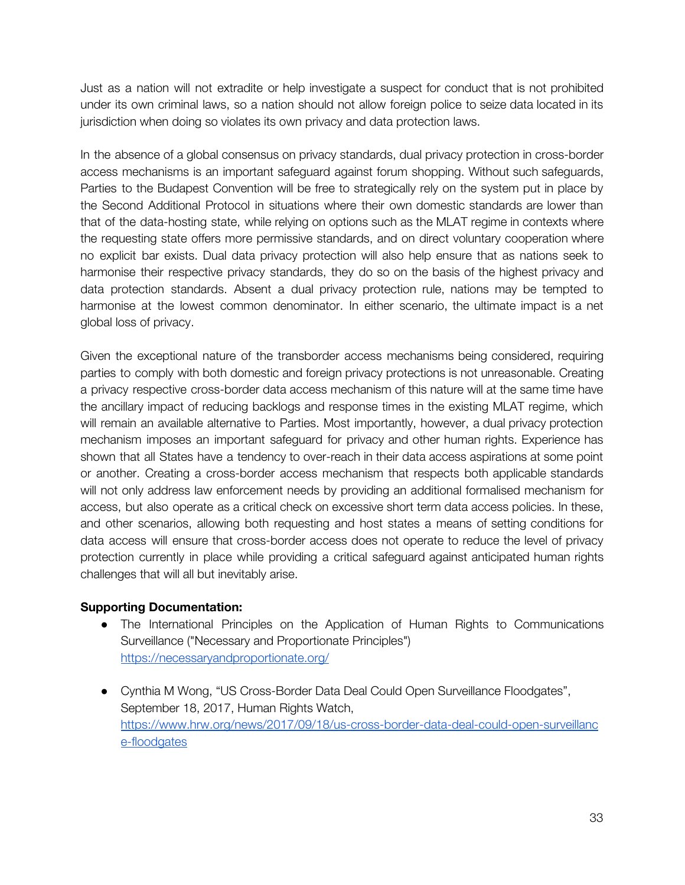Just as a nation will not extradite or help investigate a suspect for conduct that is not prohibited under its own criminal laws, so a nation should not allow foreign police to seize data located in its jurisdiction when doing so violates its own privacy and data protection laws.

In the absence of a global consensus on privacy standards, dual privacy protection in cross-border access mechanisms is an important safeguard against forum shopping. Without such safeguards, Parties to the Budapest Convention will be free to strategically rely on the system put in place by the Second Additional Protocol in situations where their own domestic standards are lower than that of the data-hosting state, while relying on options such as the MLAT regime in contexts where the requesting state offers more permissive standards, and on direct voluntary cooperation where no explicit bar exists. Dual data privacy protection will also help ensure that as nations seek to harmonise their respective privacy standards, they do so on the basis of the highest privacy and data protection standards. Absent a dual privacy protection rule, nations may be tempted to harmonise at the lowest common denominator. In either scenario, the ultimate impact is a net global loss of privacy.

Given the exceptional nature of the transborder access mechanisms being considered, requiring parties to comply with both domestic and foreign privacy protections is not unreasonable. Creating a privacy respective cross-border data access mechanism of this nature will at the same time have the ancillary impact of reducing backlogs and response times in the existing MLAT regime, which will remain an available alternative to Parties. Most importantly, however, a dual privacy protection mechanism imposes an important safeguard for privacy and other human rights. Experience has shown that all States have a tendency to over-reach in their data access aspirations at some point or another. Creating a cross-border access mechanism that respects both applicable standards will not only address law enforcement needs by providing an additional formalised mechanism for access, but also operate as a critical check on excessive short term data access policies. In these, and other scenarios, allowing both requesting and host states a means of setting conditions for data access will ensure that cross-border access does not operate to reduce the level of privacy protection currently in place while providing a critical safeguard against anticipated human rights challenges that will all but inevitably arise.

**Supporting Documentation:**

- The International Principles on the Application of Human Rights to Communications Surveillance ("Necessary and Proportionate Principles") https://necessaryandproportionate.org/
- Cynthia M Wong, "US Cross-Border Data Deal Could Open Surveillance Floodgates", September 18, 2017, Human Rights Watch, https://www.hrw.org/news/2017/09/18/us-cross-border-data-deal-could-open-surveillance-floodgates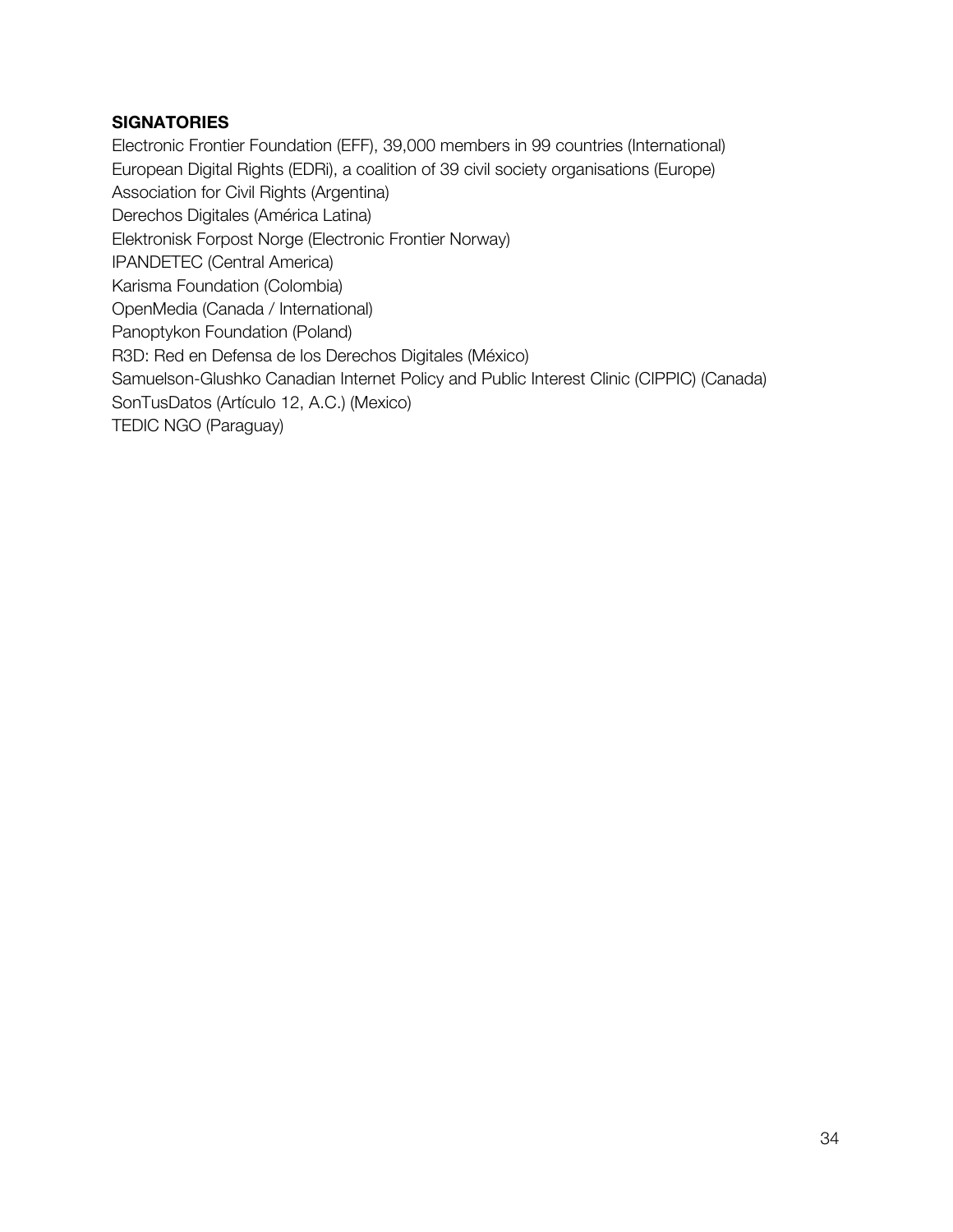**SIGNATORIES**

Electronic Frontier Foundation (EFF), 39,000 members in 99 countries (International)
European Digital Rights (EDRi), a coalition of 39 civil society organisations (Europe)
Association for Civil Rights (Argentina)
Derechos Digitales (América Latina)
Elektronisk Forpost Norge (Electronic Frontier Norway)
IPANDETEC (Central America)
Karisma Foundation (Colombia)
OpenMedia (Canada / International)
Panoptykon Foundation (Poland)
R3D: Red en Defensa de los Derechos Digitales (México)
Samuelson-Glushko Canadian Internet Policy and Public Interest Clinic (CIPPIC) (Canada)
SonTusDatos (Artículo 12, A.C.) (Mexico)
TEDIC NGO (Paraguay)